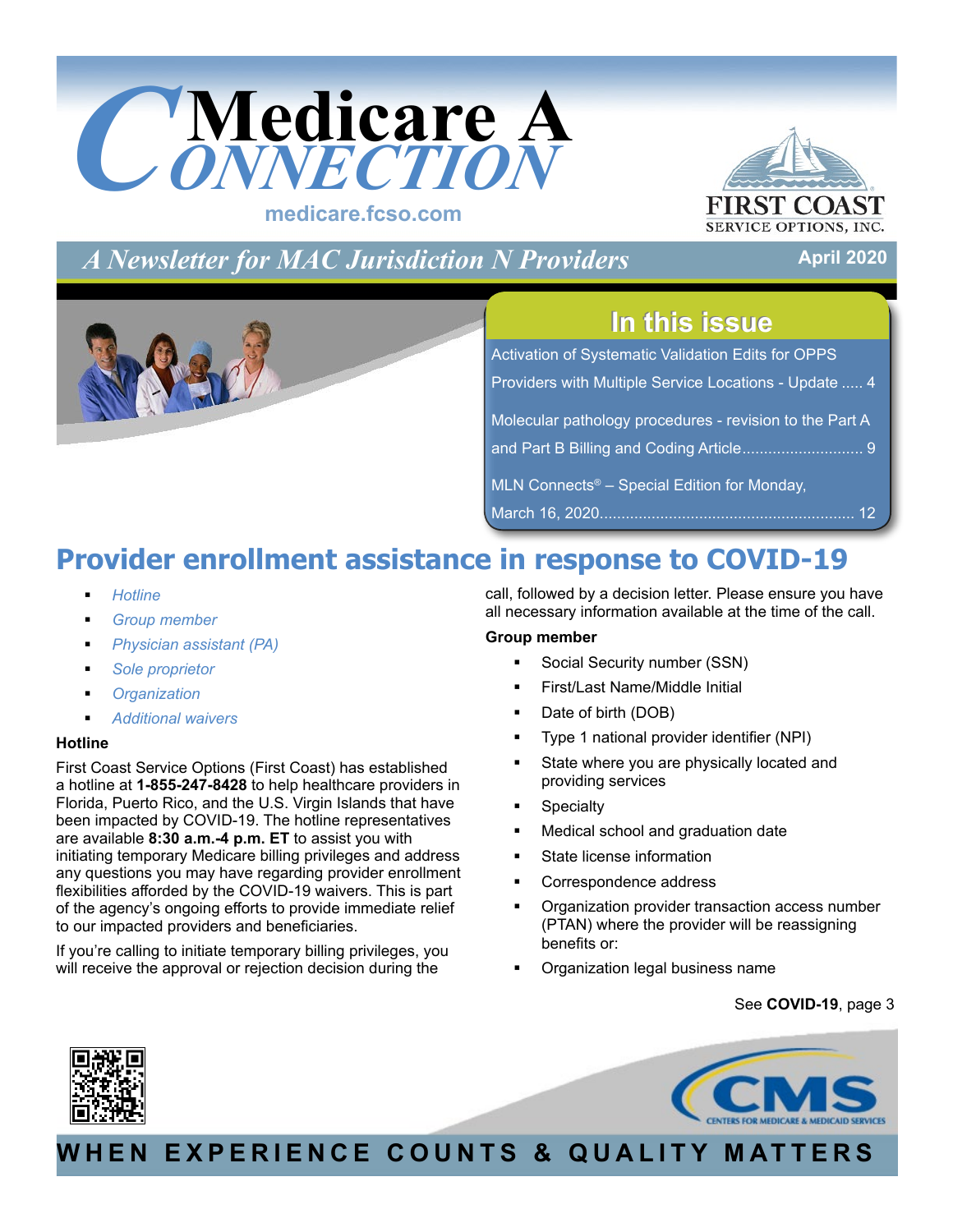# Medicare A Connection

medicare.fcso.com

FIRST COAST SERVICE OPTIONS, INC.

*A Newsletter for MAC Jurisdiction N Providers*

April 2020

## In this issue

Activation of Systematic Validation Edits for OPPS Providers with Multiple Service Locations - Update ..... 4

Molecular pathology procedures - revision to the Part A and Part B Billing and Coding Article ............................ 9

MLN Connects® – Special Edition for Monday, March 16, 2020........................................................... 12

# Provider enrollment assistance in response to COVID-19

- *Hotline*
- *Group member*
- *Physician assistant (PA)*
- *Sole proprietor*
- *Organization*
- *Additional waivers*

**Hotline**

First Coast Service Options (First Coast) has established a hotline at **1-855-247-8428** to help healthcare providers in Florida, Puerto Rico, and the U.S. Virgin Islands that have been impacted by COVID-19. The hotline representatives are available **8:30 a.m.-4 p.m. ET** to assist you with initiating temporary Medicare billing privileges and address any questions you may have regarding provider enrollment flexibilities afforded by the COVID-19 waivers. This is part of the agency's ongoing efforts to provide immediate relief to our impacted providers and beneficiaries.

If you're calling to initiate temporary billing privileges, you will receive the approval or rejection decision during the call, followed by a decision letter. Please ensure you have all necessary information available at the time of the call.

**Group member**

- Social Security number (SSN)
- First/Last Name/Middle Initial
- Date of birth (DOB)
- Type 1 national provider identifier (NPI)
- State where you are physically located and providing services
- Specialty
- Medical school and graduation date
- State license information
- Correspondence address
- Organization provider transaction access number (PTAN) where the provider will be reassigning benefits or:
- Organization legal business name

See **COVID-19**, page 3

WHEN EXPERIENCE COUNTS & QUALITY MATTERS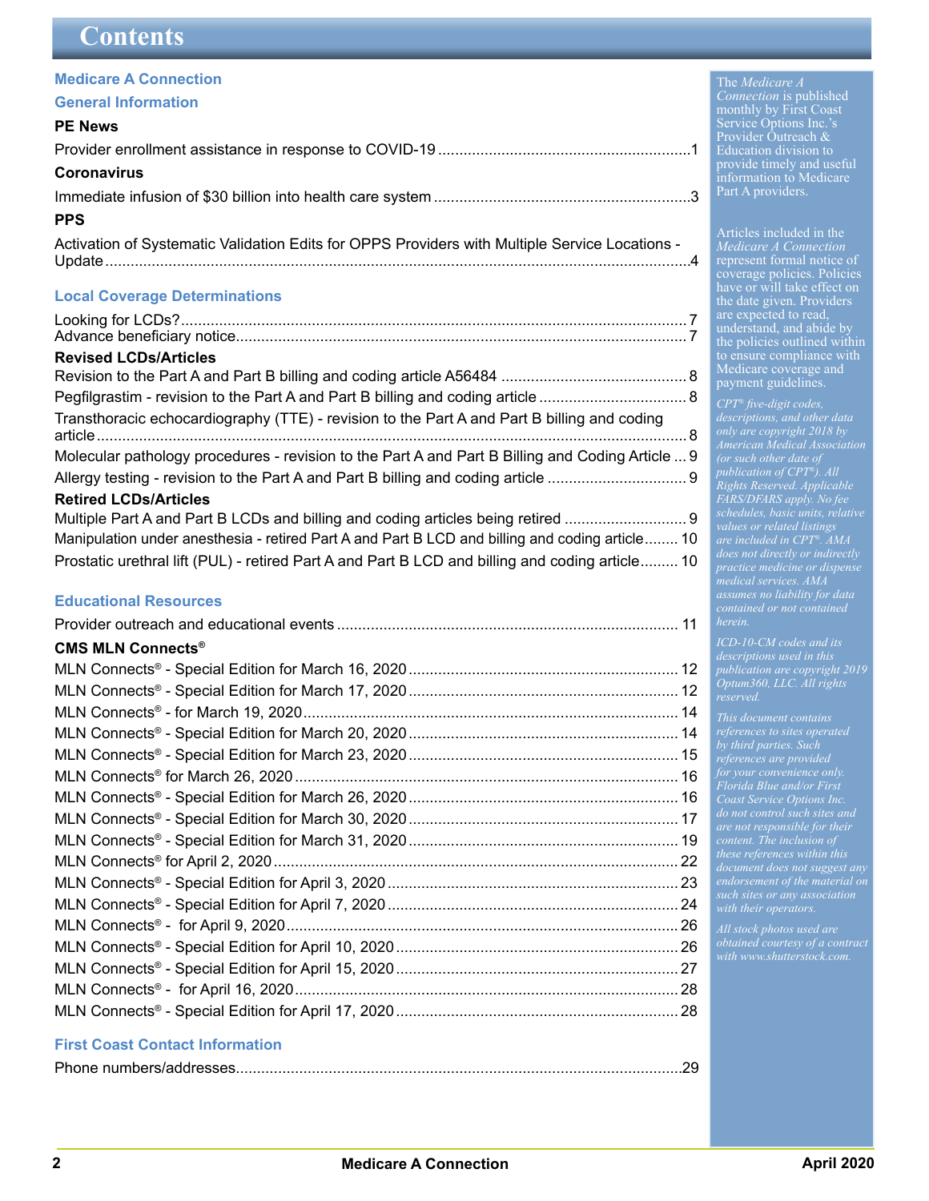# Contents

## Medicare A Connection

### General Information

**PE News**

Provider enrollment assistance in response to COVID-19 ........................................................................1

**Coronavirus**

Immediate infusion of $30 billion into health care system ........................................................................3

**PPS**

Activation of Systematic Validation Edits for OPPS Providers with Multiple Service Locations - Update ........................................................................4

### Local Coverage Determinations

Looking for LCDs? ........................................................................7
Advance beneficiary notice ........................................................................7

**Revised LCDs/Articles**

Revision to the Part A and Part B billing and coding article A56484 ........................................................................8
Pegfilgrastim - revision to the Part A and Part B billing and coding article ........................................................................8
Transthoracic echocardiography (TTE) - revision to the Part A and Part B billing and coding article ........................................................................8
Molecular pathology procedures - revision to the Part A and Part B Billing and Coding Article ... 9
Allergy testing - revision to the Part A and Part B billing and coding article ........................................................................9

**Retired LCDs/Articles**

Multiple Part A and Part B LCDs and billing and coding articles being retired ........................................................................9
Manipulation under anesthesia - retired Part A and Part B LCD and billing and coding article........ 10
Prostatic urethral lift (PUL) - retired Part A and Part B LCD and billing and coding article......... 10

### Educational Resources

Provider outreach and educational events ........................................................................11

**CMS MLN Connects®**

MLN Connects® - Special Edition for March 16, 2020 ........................................................................12
MLN Connects® - Special Edition for March 17, 2020 ........................................................................12
MLN Connects® - for March 19, 2020 ........................................................................14
MLN Connects® - Special Edition for March 20, 2020 ........................................................................14
MLN Connects® - Special Edition for March 23, 2020 ........................................................................15
MLN Connects® for March 26, 2020 ........................................................................16
MLN Connects® - Special Edition for March 26, 2020 ........................................................................16
MLN Connects® - Special Edition for March 30, 2020 ........................................................................17
MLN Connects® - Special Edition for March 31, 2020 ........................................................................19
MLN Connects® for April 2, 2020 ........................................................................22
MLN Connects® - Special Edition for April 3, 2020 ........................................................................23
MLN Connects® - Special Edition for April 7, 2020 ........................................................................24
MLN Connects® - for April 9, 2020 ........................................................................26
MLN Connects® - Special Edition for April 10, 2020 ........................................................................26
MLN Connects® - Special Edition for April 15, 2020 ........................................................................27
MLN Connects® - for April 16, 2020 ........................................................................28
MLN Connects® - Special Edition for April 17, 2020 ........................................................................28

### First Coast Contact Information

Phone numbers/addresses ........................................................................29

---

The *Medicare A Connection* is published monthly by First Coast Service Options Inc.'s Provider Outreach & Education division to provide timely and useful information to Medicare Part A providers.

Articles included in the *Medicare A Connection* represent formal notice of coverage policies. Policies have or will take effect on the date given. Providers are expected to read, understand, and abide by the policies outlined within to ensure compliance with Medicare coverage and payment guidelines.

*CPT® five-digit codes, descriptions, and other data only are copyright 2018 by American Medical Association (or such other date of publication of CPT®). All Rights Reserved. Applicable FARS/DFARS apply. No fee schedules, basic units, relative values or related listings are included in CPT®. AMA does not directly or indirectly practice medicine or dispense medical services. AMA assumes no liability for data contained or not contained herein.*

*ICD-10-CM codes and its descriptions used in this publication are copyright 2019 Optum360, LLC. All rights reserved.*

*This document contains references to sites operated by third parties. Such references are provided for your convenience only. Florida Blue and/or First Coast Service Options Inc. do not control such sites and are not responsible for their content. The inclusion of these references within this document does not suggest any endorsement of the material on such sites or any association with their operators.*

*All stock photos used are obtained courtesy of a contract with www.shutterstock.com.*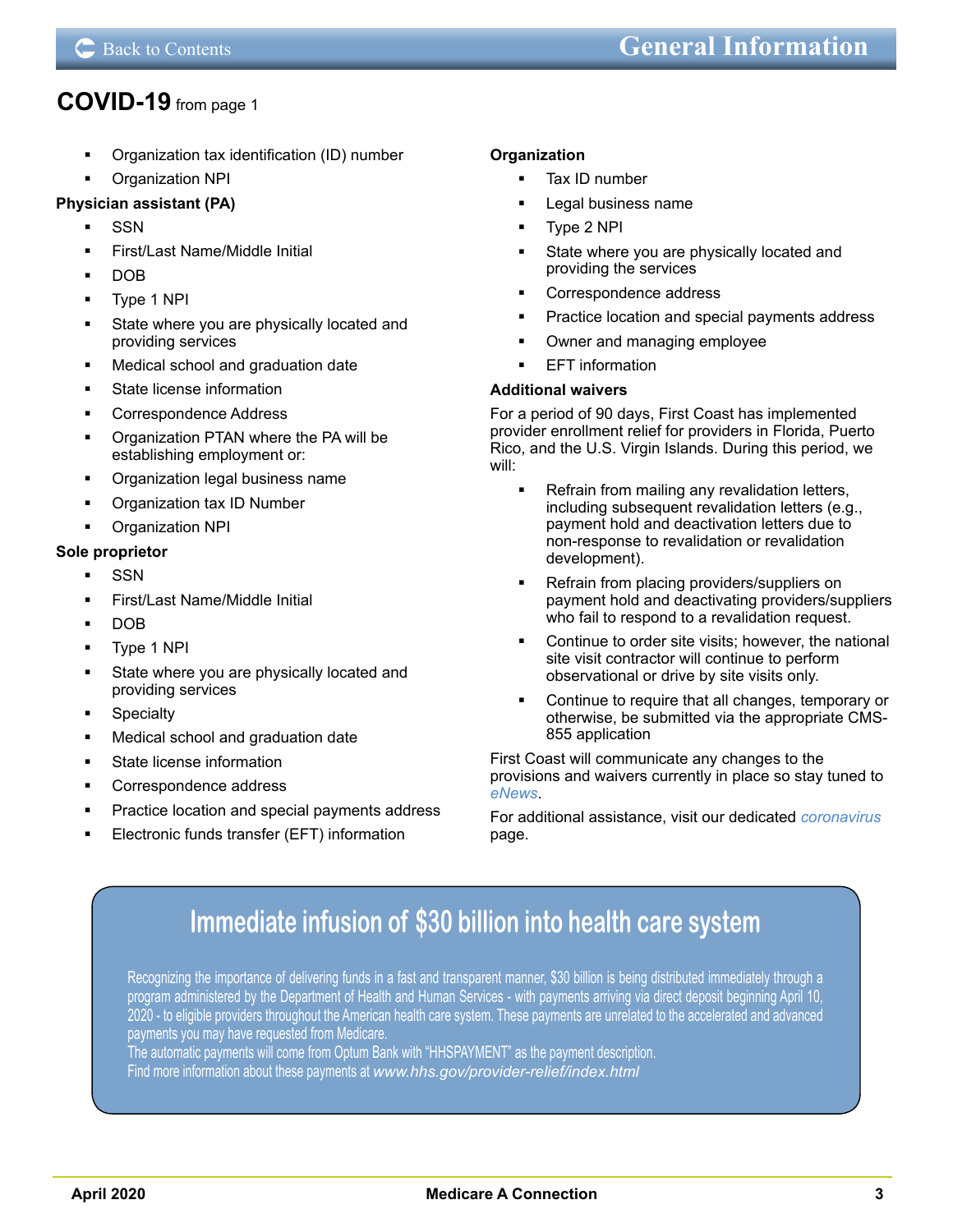## COVID-19 from page 1

- Organization tax identification (ID) number
- Organization NPI

**Physician assistant (PA)**

- SSN
- First/Last Name/Middle Initial
- DOB
- Type 1 NPI
- State where you are physically located and providing services
- Medical school and graduation date
- State license information
- Correspondence Address
- Organization PTAN where the PA will be establishing employment or:
- Organization legal business name
- Organization tax ID Number
- Organization NPI

**Sole proprietor**

- SSN
- First/Last Name/Middle Initial
- DOB
- Type 1 NPI
- State where you are physically located and providing services
- Specialty
- Medical school and graduation date
- State license information
- Correspondence address
- Practice location and special payments address
- Electronic funds transfer (EFT) information

**Organization**

- Tax ID number
- Legal business name
- Type 2 NPI
- State where you are physically located and providing the services
- Correspondence address
- Practice location and special payments address
- Owner and managing employee
- EFT information

**Additional waivers**

For a period of 90 days, First Coast has implemented provider enrollment relief for providers in Florida, Puerto Rico, and the U.S. Virgin Islands. During this period, we will:

- Refrain from mailing any revalidation letters, including subsequent revalidation letters (e.g., payment hold and deactivation letters due to non-response to revalidation or revalidation development).
- Refrain from placing providers/suppliers on payment hold and deactivating providers/suppliers who fail to respond to a revalidation request.
- Continue to order site visits; however, the national site visit contractor will continue to perform observational or drive by site visits only.
- Continue to require that all changes, temporary or otherwise, be submitted via the appropriate CMS-855 application

First Coast will communicate any changes to the provisions and waivers currently in place so stay tuned to *eNews*.

For additional assistance, visit our dedicated *coronavirus* page.

## Immediate infusion of $30 billion into health care system

Recognizing the importance of delivering funds in a fast and transparent manner, $30 billion is being distributed immediately through a program administered by the Department of Health and Human Services - with payments arriving via direct deposit beginning April 10, 2020 - to eligible providers throughout the American health care system. These payments are unrelated to the accelerated and advanced payments you may have requested from Medicare.

The automatic payments will come from Optum Bank with "HHSPAYMENT" as the payment description.

Find more information about these payments at *www.hhs.gov/provider-relief/index.html*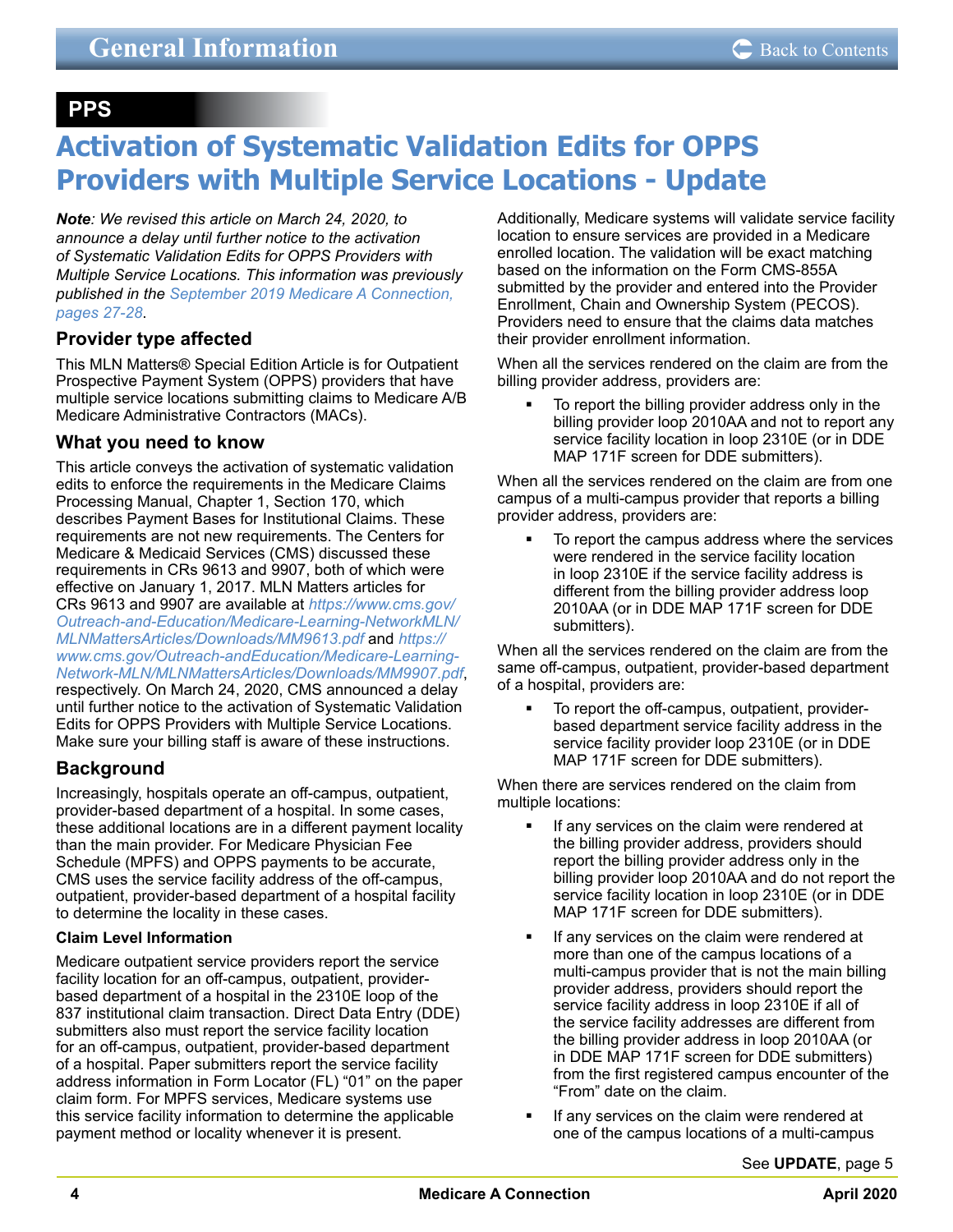**PPS**

# Activation of Systematic Validation Edits for OPPS Providers with Multiple Service Locations - Update

***Note**: We revised this article on March 24, 2020, to announce a delay until further notice to the activation of Systematic Validation Edits for OPPS Providers with Multiple Service Locations. This information was previously published in the September 2019 Medicare A Connection, pages 27-28.*

## Provider type affected

This MLN Matters® Special Edition Article is for Outpatient Prospective Payment System (OPPS) providers that have multiple service locations submitting claims to Medicare A/B Medicare Administrative Contractors (MACs).

## What you need to know

This article conveys the activation of systematic validation edits to enforce the requirements in the Medicare Claims Processing Manual, Chapter 1, Section 170, which describes Payment Bases for Institutional Claims. These requirements are not new requirements. The Centers for Medicare & Medicaid Services (CMS) discussed these requirements in CRs 9613 and 9907, both of which were effective on January 1, 2017. MLN Matters articles for CRs 9613 and 9907 are available at *https://www.cms.gov/Outreach-and-Education/Medicare-Learning-NetworkMLN/MLNMattersArticles/Downloads/MM9613.pdf* and *https://www.cms.gov/Outreach-andEducation/Medicare-Learning-Network-MLN/MLNMattersArticles/Downloads/MM9907.pdf*, respectively. On March 24, 2020, CMS announced a delay until further notice to the activation of Systematic Validation Edits for OPPS Providers with Multiple Service Locations. Make sure your billing staff is aware of these instructions.

## Background

Increasingly, hospitals operate an off-campus, outpatient, provider-based department of a hospital. In some cases, these additional locations are in a different payment locality than the main provider. For Medicare Physician Fee Schedule (MPFS) and OPPS payments to be accurate, CMS uses the service facility address of the off-campus, outpatient, provider-based department of a hospital facility to determine the locality in these cases.

### Claim Level Information

Medicare outpatient service providers report the service facility location for an off-campus, outpatient, provider-based department of a hospital in the 2310E loop of the 837 institutional claim transaction. Direct Data Entry (DDE) submitters also must report the service facility location for an off-campus, outpatient, provider-based department of a hospital. Paper submitters report the service facility address information in Form Locator (FL) “01” on the paper claim form. For MPFS services, Medicare systems use this service facility information to determine the applicable payment method or locality whenever it is present.

Additionally, Medicare systems will validate service facility location to ensure services are provided in a Medicare enrolled location. The validation will be exact matching based on the information on the Form CMS-855A submitted by the provider and entered into the Provider Enrollment, Chain and Ownership System (PECOS). Providers need to ensure that the claims data matches their provider enrollment information.

When all the services rendered on the claim are from the billing provider address, providers are:

- To report the billing provider address only in the billing provider loop 2010AA and not to report any service facility location in loop 2310E (or in DDE MAP 171F screen for DDE submitters).

When all the services rendered on the claim are from one campus of a multi-campus provider that reports a billing provider address, providers are:

- To report the campus address where the services were rendered in the service facility location in loop 2310E if the service facility address is different from the billing provider address loop 2010AA (or in DDE MAP 171F screen for DDE submitters).

When all the services rendered on the claim are from the same off-campus, outpatient, provider-based department of a hospital, providers are:

- To report the off-campus, outpatient, provider-based department service facility address in the service facility provider loop 2310E (or in DDE MAP 171F screen for DDE submitters).

When there are services rendered on the claim from multiple locations:

- If any services on the claim were rendered at the billing provider address, providers should report the billing provider address only in the billing provider loop 2010AA and do not report the service facility location in loop 2310E (or in DDE MAP 171F screen for DDE submitters).
- If any services on the claim were rendered at more than one of the campus locations of a multi-campus provider that is not the main billing provider address, providers should report the service facility address in loop 2310E if all of the service facility addresses are different from the billing provider address in loop 2010AA (or in DDE MAP 171F screen for DDE submitters) from the first registered campus encounter of the “From” date on the claim.
- If any services on the claim were rendered at one of the campus locations of a multi-campus

See **UPDATE**, page 5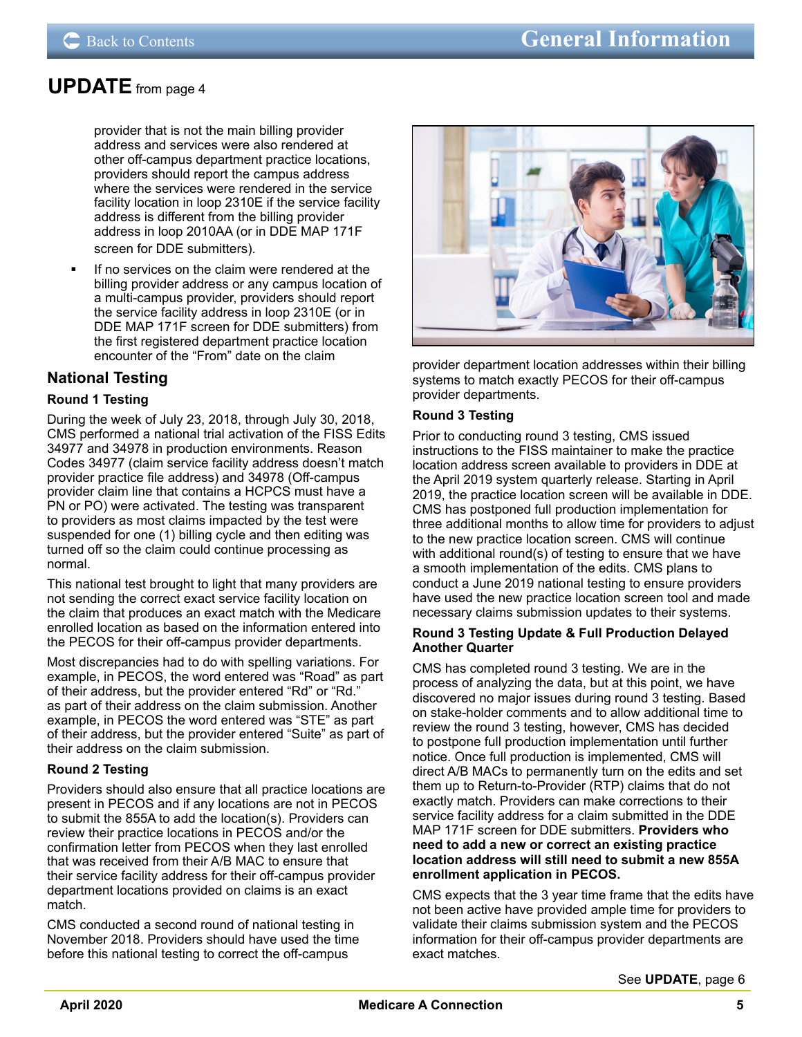## UPDATE from page 4

provider that is not the main billing provider address and services were also rendered at other off-campus department practice locations, providers should report the campus address where the services were rendered in the service facility location in loop 2310E if the service facility address is different from the billing provider address in loop 2010AA (or in DDE MAP 171F screen for DDE submitters).

- If no services on the claim were rendered at the billing provider address or any campus location of a multi-campus provider, providers should report the service facility address in loop 2310E (or in DDE MAP 171F screen for DDE submitters) from the first registered department practice location encounter of the "From" date on the claim

### National Testing

#### Round 1 Testing

During the week of July 23, 2018, through July 30, 2018, CMS performed a national trial activation of the FISS Edits 34977 and 34978 in production environments. Reason Codes 34977 (claim service facility address doesn't match provider practice file address) and 34978 (Off-campus provider claim line that contains a HCPCS must have a PN or PO) were activated. The testing was transparent to providers as most claims impacted by the test were suspended for one (1) billing cycle and then editing was turned off so the claim could continue processing as normal.

This national test brought to light that many providers are not sending the correct exact service facility location on the claim that produces an exact match with the Medicare enrolled location as based on the information entered into the PECOS for their off-campus provider departments.

Most discrepancies had to do with spelling variations. For example, in PECOS, the word entered was "Road" as part of their address, but the provider entered "Rd" or "Rd." as part of their address on the claim submission. Another example, in PECOS the word entered was "STE" as part of their address, but the provider entered "Suite" as part of their address on the claim submission.

#### Round 2 Testing

Providers should also ensure that all practice locations are present in PECOS and if any locations are not in PECOS to submit the 855A to add the location(s). Providers can review their practice locations in PECOS and/or the confirmation letter from PECOS when they last enrolled that was received from their A/B MAC to ensure that their service facility address for their off-campus provider department locations provided on claims is an exact match.

CMS conducted a second round of national testing in November 2018. Providers should have used the time before this national testing to correct the off-campus provider department location addresses within their billing systems to match exactly PECOS for their off-campus provider departments.

#### Round 3 Testing

Prior to conducting round 3 testing, CMS issued instructions to the FISS maintainer to make the practice location address screen available to providers in DDE at the April 2019 system quarterly release. Starting in April 2019, the practice location screen will be available in DDE. CMS has postponed full production implementation for three additional months to allow time for providers to adjust to the new practice location screen. CMS will continue with additional round(s) of testing to ensure that we have a smooth implementation of the edits. CMS plans to conduct a June 2019 national testing to ensure providers have used the new practice location screen tool and made necessary claims submission updates to their systems.

#### Round 3 Testing Update & Full Production Delayed Another Quarter

CMS has completed round 3 testing. We are in the process of analyzing the data, but at this point, we have discovered no major issues during round 3 testing. Based on stake-holder comments and to allow additional time to review the round 3 testing, however, CMS has decided to postpone full production implementation until further notice. Once full production is implemented, CMS will direct A/B MACs to permanently turn on the edits and set them up to Return-to-Provider (RTP) claims that do not exactly match. Providers can make corrections to their service facility address for a claim submitted in the DDE MAP 171F screen for DDE submitters. **Providers who need to add a new or correct an existing practice location address will still need to submit a new 855A enrollment application in PECOS.**

CMS expects that the 3 year time frame that the edits have not been active have provided ample time for providers to validate their claims submission system and the PECOS information for their off-campus provider departments are exact matches.

See **UPDATE**, page 6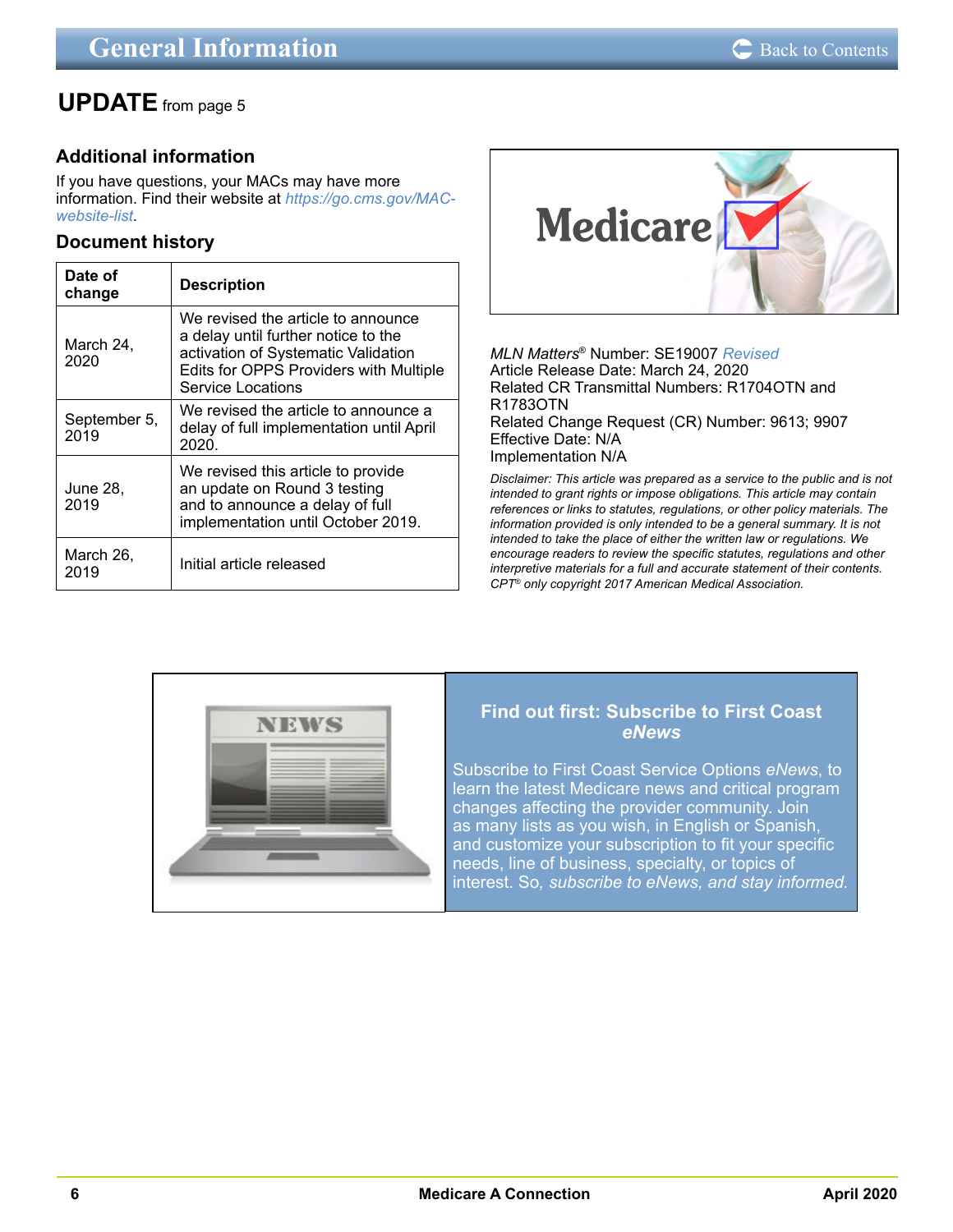## UPDATE from page 5

### Additional information

If you have questions, your MACs may have more information. Find their website at https://go.cms.gov/MAC-website-list.

### Document history

| Date of change | Description |
|---|---|
| March 24, 2020 | We revised the article to announce a delay until further notice to the activation of Systematic Validation Edits for OPPS Providers with Multiple Service Locations |
| September 5, 2019 | We revised the article to announce a delay of full implementation until April 2020. |
| June 28, 2019 | We revised this article to provide an update on Round 3 testing and to announce a delay of full implementation until October 2019. |
| March 26, 2019 | Initial article released |

*MLN Matters*® Number: SE19007 *Revised*
Article Release Date: March 24, 2020
Related CR Transmittal Numbers: R1704OTN and R1783OTN
Related Change Request (CR) Number: 9613; 9907
Effective Date: N/A
Implementation N/A

*Disclaimer: This article was prepared as a service to the public and is not intended to grant rights or impose obligations. This article may contain references or links to statutes, regulations, or other policy materials. The information provided is only intended to be a general summary. It is not intended to take the place of either the written law or regulations. We encourage readers to review the specific statutes, regulations and other interpretive materials for a full and accurate statement of their contents. CPT® only copyright 2017 American Medical Association.*

**Find out first: Subscribe to First Coast *eNews***

Subscribe to First Coast Service Options *eNews*, to learn the latest Medicare news and critical program changes affecting the provider community. Join as many lists as you wish, in English or Spanish, and customize your subscription to fit your specific needs, line of business, specialty, or topics of interest. So, *subscribe to eNews, and stay informed.*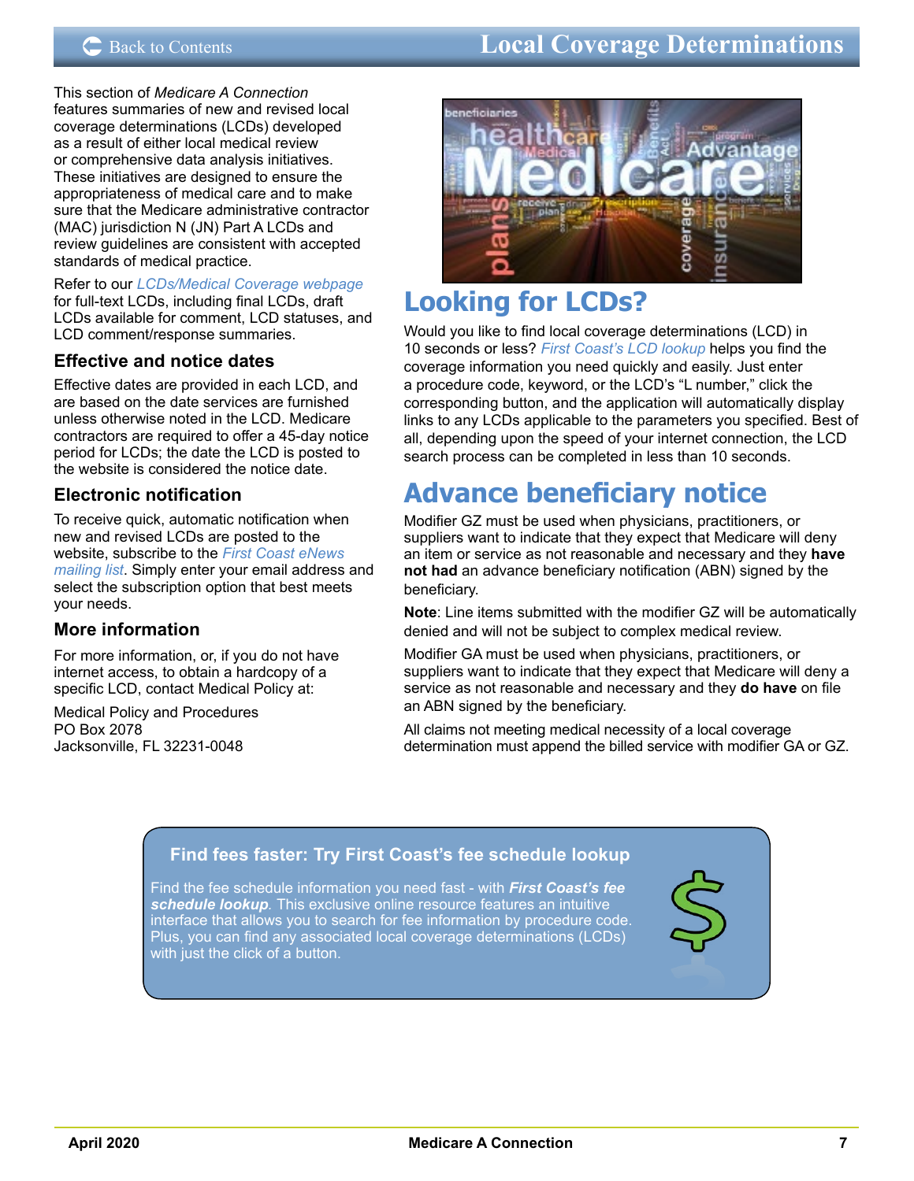# Local Coverage Determinations

This section of *Medicare A Connection* features summaries of new and revised local coverage determinations (LCDs) developed as a result of either local medical review or comprehensive data analysis initiatives. These initiatives are designed to ensure the appropriateness of medical care and to make sure that the Medicare administrative contractor (MAC) jurisdiction N (JN) Part A LCDs and review guidelines are consistent with accepted standards of medical practice.

Refer to our *LCDs/Medical Coverage webpage* for full-text LCDs, including final LCDs, draft LCDs available for comment, LCD statuses, and LCD comment/response summaries.

### Effective and notice dates

Effective dates are provided in each LCD, and are based on the date services are furnished unless otherwise noted in the LCD. Medicare contractors are required to offer a 45-day notice period for LCDs; the date the LCD is posted to the website is considered the notice date.

### Electronic notification

To receive quick, automatic notification when new and revised LCDs are posted to the website, subscribe to the *First Coast eNews mailing list*. Simply enter your email address and select the subscription option that best meets your needs.

### More information

For more information, or, if you do not have internet access, to obtain a hardcopy of a specific LCD, contact Medical Policy at:

Medical Policy and Procedures
PO Box 2078
Jacksonville, FL 32231-0048

## Looking for LCDs?

Would you like to find local coverage determinations (LCD) in 10 seconds or less? *First Coast's LCD lookup* helps you find the coverage information you need quickly and easily. Just enter a procedure code, keyword, or the LCD's "L number," click the corresponding button, and the application will automatically display links to any LCDs applicable to the parameters you specified. Best of all, depending upon the speed of your internet connection, the LCD search process can be completed in less than 10 seconds.

## Advance beneficiary notice

Modifier GZ must be used when physicians, practitioners, or suppliers want to indicate that they expect that Medicare will deny an item or service as not reasonable and necessary and they **have not had** an advance beneficiary notification (ABN) signed by the beneficiary.

**Note**: Line items submitted with the modifier GZ will be automatically denied and will not be subject to complex medical review.

Modifier GA must be used when physicians, practitioners, or suppliers want to indicate that they expect that Medicare will deny a service as not reasonable and necessary and they **do have** on file an ABN signed by the beneficiary.

All claims not meeting medical necessity of a local coverage determination must append the billed service with modifier GA or GZ.

### Find fees faster: Try First Coast's fee schedule lookup

Find the fee schedule information you need fast - with ***First Coast's fee schedule lookup***. This exclusive online resource features an intuitive interface that allows you to search for fee information by procedure code. Plus, you can find any associated local coverage determinations (LCDs) with just the click of a button.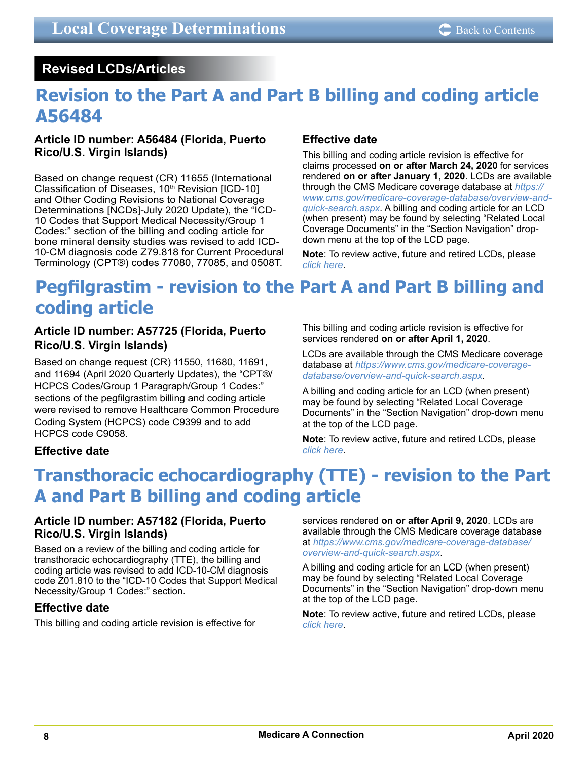## Revised LCDs/Articles

# Revision to the Part A and Part B billing and coding article A56484

### Article ID number: A56484 (Florida, Puerto Rico/U.S. Virgin Islands)

Based on change request (CR) 11655 (International Classification of Diseases, 10th Revision [ICD-10] and Other Coding Revisions to National Coverage Determinations [NCDs]-July 2020 Update), the "ICD-10 Codes that Support Medical Necessity/Group 1 Codes:" section of the billing and coding article for bone mineral density studies was revised to add ICD-10-CM diagnosis code Z79.818 for Current Procedural Terminology (CPT®) codes 77080, 77085, and 0508T.

### Effective date

This billing and coding article revision is effective for claims processed **on or after March 24, 2020** for services rendered **on or after January 1, 2020**. LCDs are available through the CMS Medicare coverage database at *https://www.cms.gov/medicare-coverage-database/overview-and-quick-search.aspx*. A billing and coding article for an LCD (when present) may be found by selecting "Related Local Coverage Documents" in the "Section Navigation" drop-down menu at the top of the LCD page.

**Note**: To review active, future and retired LCDs, please *click here*.

# Pegfilgrastim - revision to the Part A and Part B billing and coding article

### Article ID number: A57725 (Florida, Puerto Rico/U.S. Virgin Islands)

Based on change request (CR) 11550, 11680, 11691, and 11694 (April 2020 Quarterly Updates), the "CPT®/HCPCS Codes/Group 1 Paragraph/Group 1 Codes:" sections of the pegfilgrastim billing and coding article were revised to remove Healthcare Common Procedure Coding System (HCPCS) code C9399 and to add HCPCS code C9058.

### Effective date

This billing and coding article revision is effective for services rendered **on or after April 1, 2020**.

LCDs are available through the CMS Medicare coverage database at *https://www.cms.gov/medicare-coverage-database/overview-and-quick-search.aspx*.

A billing and coding article for an LCD (when present) may be found by selecting "Related Local Coverage Documents" in the "Section Navigation" drop-down menu at the top of the LCD page.

**Note**: To review active, future and retired LCDs, please *click here*.

# Transthoracic echocardiography (TTE) - revision to the Part A and Part B billing and coding article

### Article ID number: A57182 (Florida, Puerto Rico/U.S. Virgin Islands)

Based on a review of the billing and coding article for transthoracic echocardiography (TTE), the billing and coding article was revised to add ICD-10-CM diagnosis code Z01.810 to the "ICD-10 Codes that Support Medical Necessity/Group 1 Codes:" section.

### Effective date

This billing and coding article revision is effective for services rendered **on or after April 9, 2020**. LCDs are available through the CMS Medicare coverage database at *https://www.cms.gov/medicare-coverage-database/overview-and-quick-search.aspx*.

A billing and coding article for an LCD (when present) may be found by selecting "Related Local Coverage Documents" in the "Section Navigation" drop-down menu at the top of the LCD page.

**Note**: To review active, future and retired LCDs, please *click here*.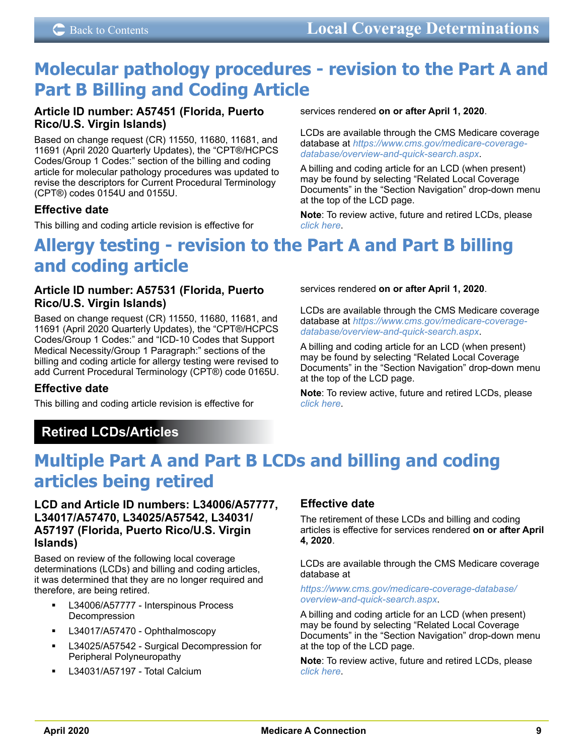# Molecular pathology procedures - revision to the Part A and Part B Billing and Coding Article

### Article ID number: A57451 (Florida, Puerto Rico/U.S. Virgin Islands)

Based on change request (CR) 11550, 11680, 11681, and 11691 (April 2020 Quarterly Updates), the "CPT®/HCPCS Codes/Group 1 Codes:" section of the billing and coding article for molecular pathology procedures was updated to revise the descriptors for Current Procedural Terminology (CPT®) codes 0154U and 0155U.

### Effective date

This billing and coding article revision is effective for services rendered **on or after April 1, 2020**.

LCDs are available through the CMS Medicare coverage database at *https://www.cms.gov/medicare-coverage-database/overview-and-quick-search.aspx*.

A billing and coding article for an LCD (when present) may be found by selecting "Related Local Coverage Documents" in the "Section Navigation" drop-down menu at the top of the LCD page.

**Note**: To review active, future and retired LCDs, please *click here*.

# Allergy testing - revision to the Part A and Part B billing and coding article

### Article ID number: A57531 (Florida, Puerto Rico/U.S. Virgin Islands)

Based on change request (CR) 11550, 11680, 11681, and 11691 (April 2020 Quarterly Updates), the "CPT®/HCPCS Codes/Group 1 Codes:" and "ICD-10 Codes that Support Medical Necessity/Group 1 Paragraph:" sections of the billing and coding article for allergy testing were revised to add Current Procedural Terminology (CPT®) code 0165U.

### Effective date

This billing and coding article revision is effective for services rendered **on or after April 1, 2020**.

LCDs are available through the CMS Medicare coverage database at *https://www.cms.gov/medicare-coverage-database/overview-and-quick-search.aspx*.

A billing and coding article for an LCD (when present) may be found by selecting "Related Local Coverage Documents" in the "Section Navigation" drop-down menu at the top of the LCD page.

**Note**: To review active, future and retired LCDs, please *click here*.

## Retired LCDs/Articles

# Multiple Part A and Part B LCDs and billing and coding articles being retired

### LCD and Article ID numbers: L34006/A57777, L34017/A57470, L34025/A57542, L34031/A57197 (Florida, Puerto Rico/U.S. Virgin Islands)

Based on review of the following local coverage determinations (LCDs) and billing and coding articles, it was determined that they are no longer required and therefore, are being retired.

- L34006/A57777 - Interspinous Process Decompression
- L34017/A57470 - Ophthalmoscopy
- L34025/A57542 - Surgical Decompression for Peripheral Polyneuropathy
- L34031/A57197 - Total Calcium

### Effective date

The retirement of these LCDs and billing and coding articles is effective for services rendered **on or after April 4, 2020**.

LCDs are available through the CMS Medicare coverage database at

*https://www.cms.gov/medicare-coverage-database/overview-and-quick-search.aspx*.

A billing and coding article for an LCD (when present) may be found by selecting "Related Local Coverage Documents" in the "Section Navigation" drop-down menu at the top of the LCD page.

**Note**: To review active, future and retired LCDs, please *click here*.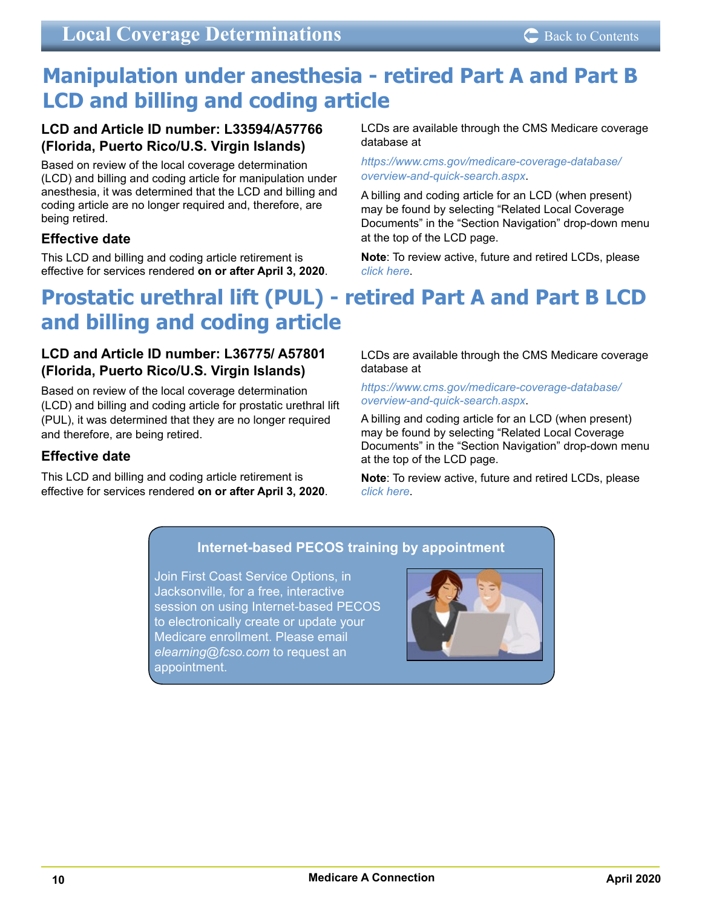# Manipulation under anesthesia - retired Part A and Part B LCD and billing and coding article

### LCD and Article ID number: L33594/A57766 (Florida, Puerto Rico/U.S. Virgin Islands)

Based on review of the local coverage determination (LCD) and billing and coding article for manipulation under anesthesia, it was determined that the LCD and billing and coding article are no longer required and, therefore, are being retired.

### Effective date

This LCD and billing and coding article retirement is effective for services rendered **on or after April 3, 2020**.

LCDs are available through the CMS Medicare coverage database at

*https://www.cms.gov/medicare-coverage-database/overview-and-quick-search.aspx*.

A billing and coding article for an LCD (when present) may be found by selecting "Related Local Coverage Documents" in the "Section Navigation" drop-down menu at the top of the LCD page.

**Note**: To review active, future and retired LCDs, please *click here*.

# Prostatic urethral lift (PUL) - retired Part A and Part B LCD and billing and coding article

### LCD and Article ID number: L36775/ A57801 (Florida, Puerto Rico/U.S. Virgin Islands)

Based on review of the local coverage determination (LCD) and billing and coding article for prostatic urethral lift (PUL), it was determined that they are no longer required and therefore, are being retired.

### Effective date

This LCD and billing and coding article retirement is effective for services rendered **on or after April 3, 2020**.

LCDs are available through the CMS Medicare coverage database at

*https://www.cms.gov/medicare-coverage-database/overview-and-quick-search.aspx*.

A billing and coding article for an LCD (when present) may be found by selecting "Related Local Coverage Documents" in the "Section Navigation" drop-down menu at the top of the LCD page.

**Note**: To review active, future and retired LCDs, please *click here*.

**Internet-based PECOS training by appointment**

Join First Coast Service Options, in Jacksonville, for a free, interactive session on using Internet-based PECOS to electronically create or update your Medicare enrollment. Please email *elearning@fcso.com* to request an appointment.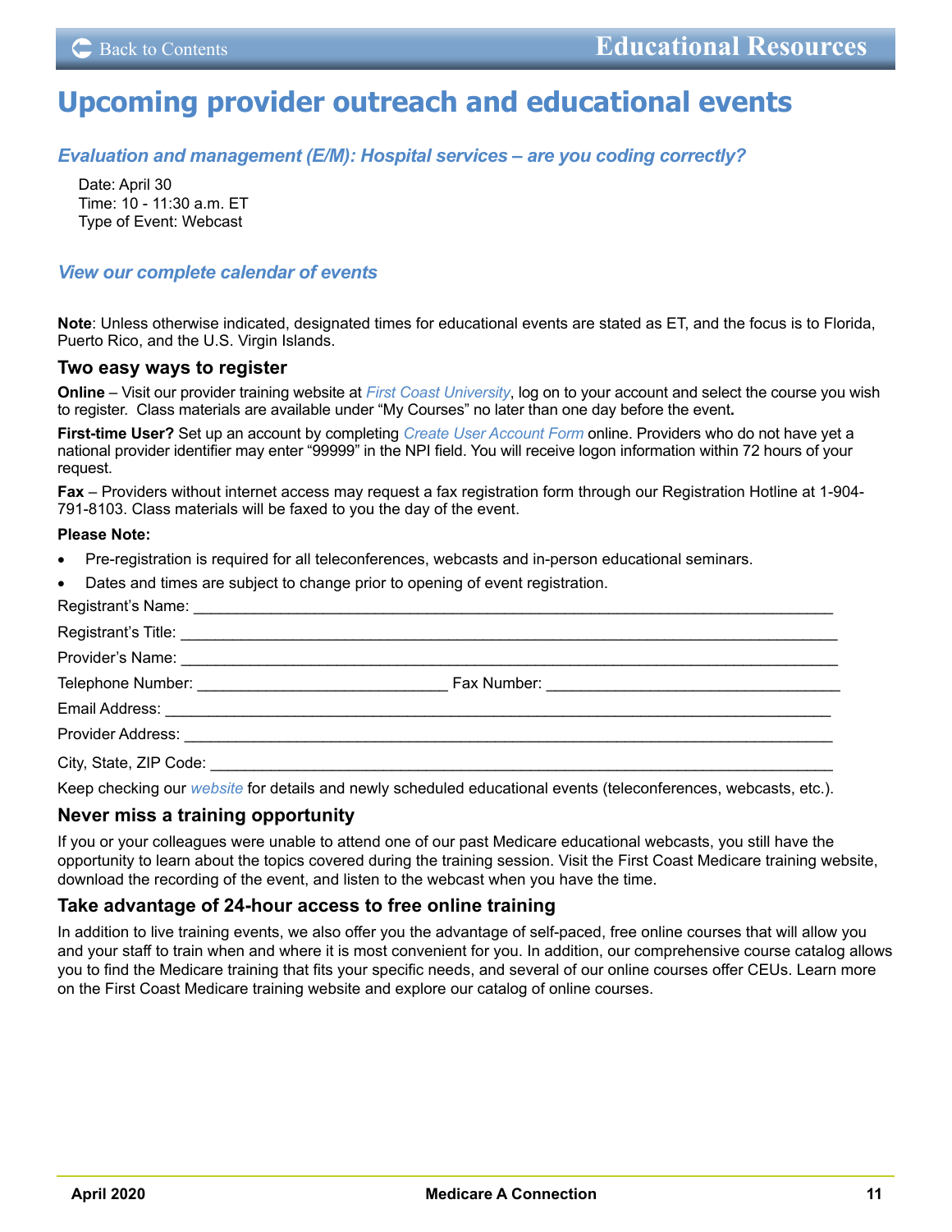# Upcoming provider outreach and educational events

### *Evaluation and management (E/M): Hospital services – are you coding correctly?*

Date: April 30
Time: 10 - 11:30 a.m. ET
Type of Event: Webcast

### *View our complete calendar of events*

**Note**: Unless otherwise indicated, designated times for educational events are stated as ET, and the focus is to Florida, Puerto Rico, and the U.S. Virgin Islands.

## Two easy ways to register

**Online** – Visit our provider training website at *First Coast University*, log on to your account and select the course you wish to register. Class materials are available under "My Courses" no later than one day before the event.

**First-time User?** Set up an account by completing *Create User Account Form* online. Providers who do not have yet a national provider identifier may enter "99999" in the NPI field. You will receive logon information within 72 hours of your request.

**Fax** – Providers without internet access may request a fax registration form through our Registration Hotline at 1-904-791-8103. Class materials will be faxed to you the day of the event.

**Please Note:**

- Pre-registration is required for all teleconferences, webcasts and in-person educational seminars.
- Dates and times are subject to change prior to opening of event registration.

Registrant's Name: ___________________________________________

Registrant's Title: ___________________________________________

Provider's Name: ___________________________________________

Telephone Number: ____________________ Fax Number: ____________________

Email Address: ___________________________________________

Provider Address: ___________________________________________

City, State, ZIP Code: ___________________________________________

Keep checking our *website* for details and newly scheduled educational events (teleconferences, webcasts, etc.).

## Never miss a training opportunity

If you or your colleagues were unable to attend one of our past Medicare educational webcasts, you still have the opportunity to learn about the topics covered during the training session. Visit the First Coast Medicare training website, download the recording of the event, and listen to the webcast when you have the time.

## Take advantage of 24-hour access to free online training

In addition to live training events, we also offer you the advantage of self-paced, free online courses that will allow you and your staff to train when and where it is most convenient for you. In addition, our comprehensive course catalog allows you to find the Medicare training that fits your specific needs, and several of our online courses offer CEUs. Learn more on the First Coast Medicare training website and explore our catalog of online courses.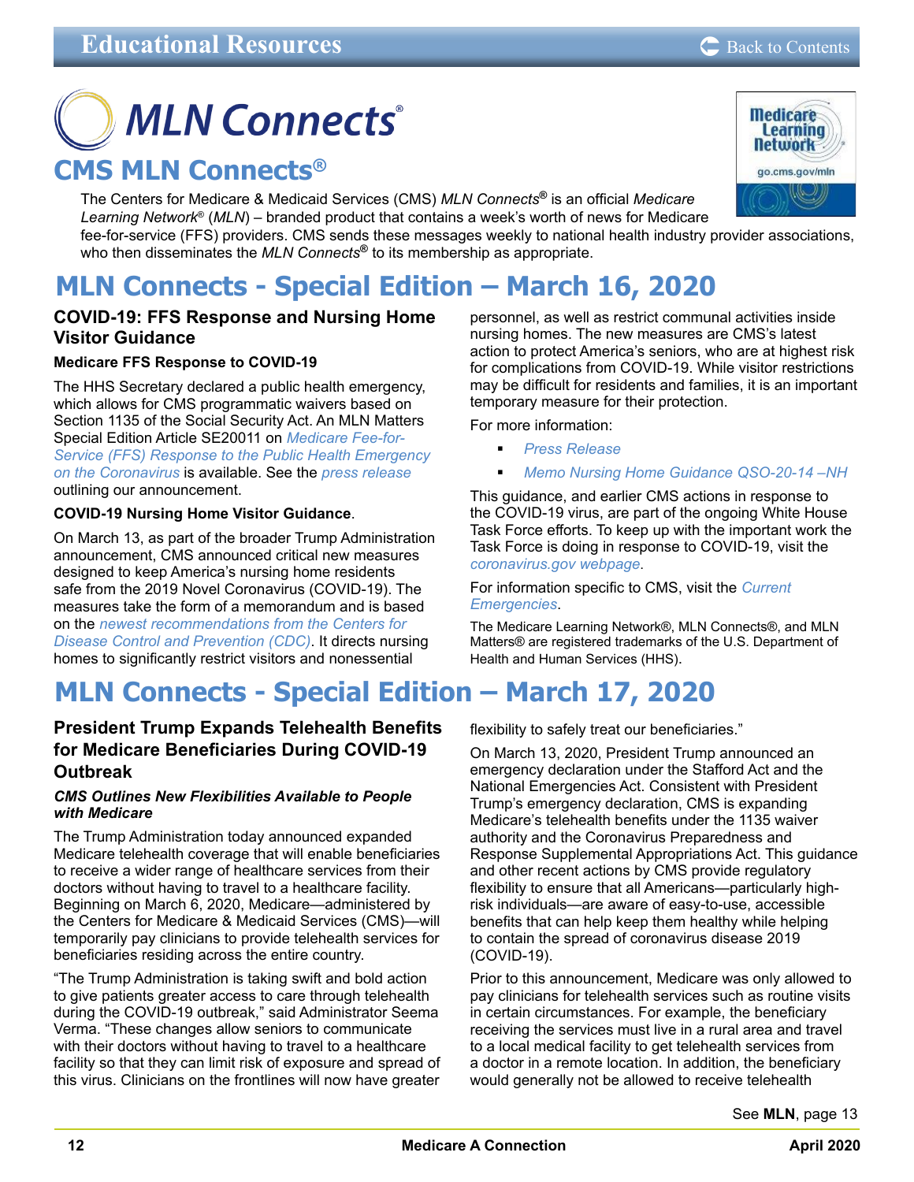# CMS MLN Connects®

The Centers for Medicare & Medicaid Services (CMS) *MLN Connects®* is an official *Medicare Learning Network®* (*MLN*) – branded product that contains a week's worth of news for Medicare fee-for-service (FFS) providers. CMS sends these messages weekly to national health industry provider associations, who then disseminates the *MLN Connects®* to its membership as appropriate.

## MLN Connects - Special Edition – March 16, 2020

### COVID-19: FFS Response and Nursing Home Visitor Guidance

**Medicare FFS Response to COVID-19**

The HHS Secretary declared a public health emergency, which allows for CMS programmatic waivers based on Section 1135 of the Social Security Act. An MLN Matters Special Edition Article SE20011 on *Medicare Fee-for-Service (FFS) Response to the Public Health Emergency on the Coronavirus* is available. See the *press release* outlining our announcement.

**COVID-19 Nursing Home Visitor Guidance**.

On March 13, as part of the broader Trump Administration announcement, CMS announced critical new measures designed to keep America's nursing home residents safe from the 2019 Novel Coronavirus (COVID-19). The measures take the form of a memorandum and is based on the *newest recommendations from the Centers for Disease Control and Prevention (CDC)*. It directs nursing homes to significantly restrict visitors and nonessential personnel, as well as restrict communal activities inside nursing homes. The new measures are CMS's latest action to protect America's seniors, who are at highest risk for complications from COVID-19. While visitor restrictions may be difficult for residents and families, it is an important temporary measure for their protection.

For more information:

- *Press Release*
- *Memo Nursing Home Guidance QSO-20-14 –NH*

This guidance, and earlier CMS actions in response to the COVID-19 virus, are part of the ongoing White House Task Force efforts. To keep up with the important work the Task Force is doing in response to COVID-19, visit the *coronavirus.gov webpage*.

For information specific to CMS, visit the *Current Emergencies*.

The Medicare Learning Network®, MLN Connects®, and MLN Matters® are registered trademarks of the U.S. Department of Health and Human Services (HHS).

## MLN Connects - Special Edition – March 17, 2020

### President Trump Expands Telehealth Benefits for Medicare Beneficiaries During COVID-19 Outbreak

***CMS Outlines New Flexibilities Available to People with Medicare***

The Trump Administration today announced expanded Medicare telehealth coverage that will enable beneficiaries to receive a wider range of healthcare services from their doctors without having to travel to a healthcare facility. Beginning on March 6, 2020, Medicare—administered by the Centers for Medicare & Medicaid Services (CMS)—will temporarily pay clinicians to provide telehealth services for beneficiaries residing across the entire country.

"The Trump Administration is taking swift and bold action to give patients greater access to care through telehealth during the COVID-19 outbreak," said Administrator Seema Verma. "These changes allow seniors to communicate with their doctors without having to travel to a healthcare facility so that they can limit risk of exposure and spread of this virus. Clinicians on the frontlines will now have greater flexibility to safely treat our beneficiaries."

On March 13, 2020, President Trump announced an emergency declaration under the Stafford Act and the National Emergencies Act. Consistent with President Trump's emergency declaration, CMS is expanding Medicare's telehealth benefits under the 1135 waiver authority and the Coronavirus Preparedness and Response Supplemental Appropriations Act. This guidance and other recent actions by CMS provide regulatory flexibility to ensure that all Americans—particularly high-risk individuals—are aware of easy-to-use, accessible benefits that can help keep them healthy while helping to contain the spread of coronavirus disease 2019 (COVID-19).

Prior to this announcement, Medicare was only allowed to pay clinicians for telehealth services such as routine visits in certain circumstances. For example, the beneficiary receiving the services must live in a rural area and travel to a local medical facility to get telehealth services from a doctor in a remote location. In addition, the beneficiary would generally not be allowed to receive telehealth

See **MLN**, page 13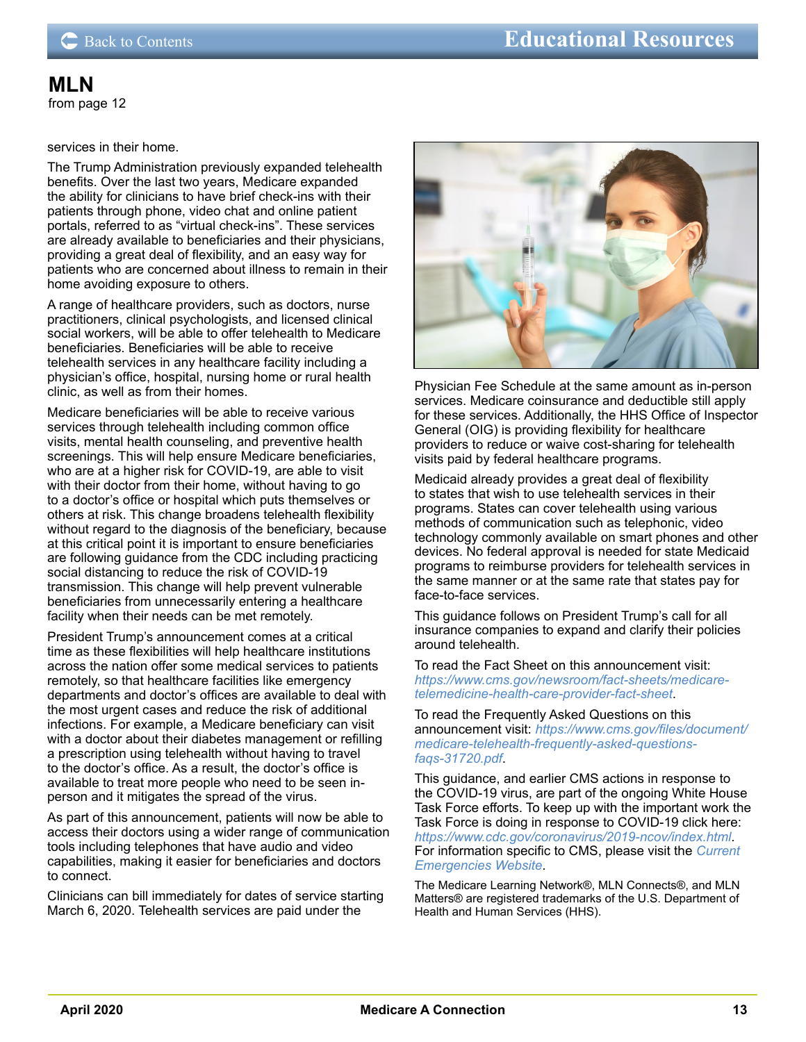## MLN

from page 12

services in their home.

The Trump Administration previously expanded telehealth benefits. Over the last two years, Medicare expanded the ability for clinicians to have brief check-ins with their patients through phone, video chat and online patient portals, referred to as "virtual check-ins". These services are already available to beneficiaries and their physicians, providing a great deal of flexibility, and an easy way for patients who are concerned about illness to remain in their home avoiding exposure to others.

A range of healthcare providers, such as doctors, nurse practitioners, clinical psychologists, and licensed clinical social workers, will be able to offer telehealth to Medicare beneficiaries. Beneficiaries will be able to receive telehealth services in any healthcare facility including a physician's office, hospital, nursing home or rural health clinic, as well as from their homes.

Medicare beneficiaries will be able to receive various services through telehealth including common office visits, mental health counseling, and preventive health screenings. This will help ensure Medicare beneficiaries, who are at a higher risk for COVID-19, are able to visit with their doctor from their home, without having to go to a doctor's office or hospital which puts themselves or others at risk. This change broadens telehealth flexibility without regard to the diagnosis of the beneficiary, because at this critical point it is important to ensure beneficiaries are following guidance from the CDC including practicing social distancing to reduce the risk of COVID-19 transmission. This change will help prevent vulnerable beneficiaries from unnecessarily entering a healthcare facility when their needs can be met remotely.

President Trump's announcement comes at a critical time as these flexibilities will help healthcare institutions across the nation offer some medical services to patients remotely, so that healthcare facilities like emergency departments and doctor's offices are available to deal with the most urgent cases and reduce the risk of additional infections. For example, a Medicare beneficiary can visit with a doctor about their diabetes management or refilling a prescription using telehealth without having to travel to the doctor's office. As a result, the doctor's office is available to treat more people who need to be seen in-person and it mitigates the spread of the virus.

As part of this announcement, patients will now be able to access their doctors using a wider range of communication tools including telephones that have audio and video capabilities, making it easier for beneficiaries and doctors to connect.

Clinicians can bill immediately for dates of service starting March 6, 2020. Telehealth services are paid under the Physician Fee Schedule at the same amount as in-person services. Medicare coinsurance and deductible still apply for these services. Additionally, the HHS Office of Inspector General (OIG) is providing flexibility for healthcare providers to reduce or waive cost-sharing for telehealth visits paid by federal healthcare programs.

Medicaid already provides a great deal of flexibility to states that wish to use telehealth services in their programs. States can cover telehealth using various methods of communication such as telephonic, video technology commonly available on smart phones and other devices. No federal approval is needed for state Medicaid programs to reimburse providers for telehealth services in the same manner or at the same rate that states pay for face-to-face services.

This guidance follows on President Trump's call for all insurance companies to expand and clarify their policies around telehealth.

To read the Fact Sheet on this announcement visit: *https://www.cms.gov/newsroom/fact-sheets/medicare-telemedicine-health-care-provider-fact-sheet*.

To read the Frequently Asked Questions on this announcement visit: *https://www.cms.gov/files/document/medicare-telehealth-frequently-asked-questions-faqs-31720.pdf*.

This guidance, and earlier CMS actions in response to the COVID-19 virus, are part of the ongoing White House Task Force efforts. To keep up with the important work the Task Force is doing in response to COVID-19 click here: *https://www.cdc.gov/coronavirus/2019-ncov/index.html*. For information specific to CMS, please visit the *Current Emergencies Website*.

The Medicare Learning Network®, MLN Connects®, and MLN Matters® are registered trademarks of the U.S. Department of Health and Human Services (HHS).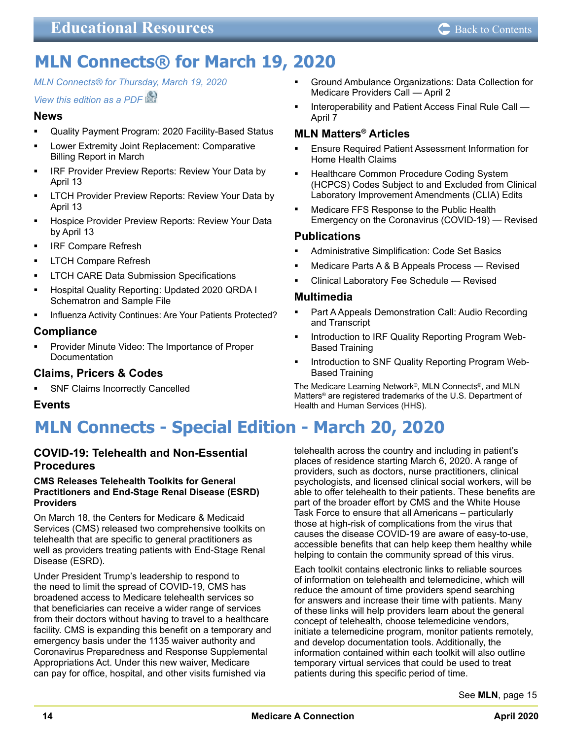# MLN Connects® for March 19, 2020

*MLN Connects® for Thursday, March 19, 2020*

*View this edition as a PDF*

### News

- Quality Payment Program: 2020 Facility-Based Status
- Lower Extremity Joint Replacement: Comparative Billing Report in March
- IRF Provider Preview Reports: Review Your Data by April 13
- LTCH Provider Preview Reports: Review Your Data by April 13
- Hospice Provider Preview Reports: Review Your Data by April 13
- IRF Compare Refresh
- LTCH Compare Refresh
- LTCH CARE Data Submission Specifications
- Hospital Quality Reporting: Updated 2020 QRDA I Schematron and Sample File
- Influenza Activity Continues: Are Your Patients Protected?

### Compliance

- Provider Minute Video: The Importance of Proper Documentation

### Claims, Pricers & Codes

- SNF Claims Incorrectly Cancelled

### Events

- Ground Ambulance Organizations: Data Collection for Medicare Providers Call — April 2
- Interoperability and Patient Access Final Rule Call — April 7

### MLN Matters® Articles

- Ensure Required Patient Assessment Information for Home Health Claims
- Healthcare Common Procedure Coding System (HCPCS) Codes Subject to and Excluded from Clinical Laboratory Improvement Amendments (CLIA) Edits
- Medicare FFS Response to the Public Health Emergency on the Coronavirus (COVID-19) — Revised

### Publications

- Administrative Simplification: Code Set Basics
- Medicare Parts A & B Appeals Process — Revised
- Clinical Laboratory Fee Schedule — Revised

### Multimedia

- Part A Appeals Demonstration Call: Audio Recording and Transcript
- Introduction to IRF Quality Reporting Program Web-Based Training
- Introduction to SNF Quality Reporting Program Web-Based Training

The Medicare Learning Network®, MLN Connects®, and MLN Matters® are registered trademarks of the U.S. Department of Health and Human Services (HHS).

# MLN Connects - Special Edition - March 20, 2020

### COVID-19: Telehealth and Non-Essential Procedures

**CMS Releases Telehealth Toolkits for General Practitioners and End-Stage Renal Disease (ESRD) Providers**

On March 18, the Centers for Medicare & Medicaid Services (CMS) released two comprehensive toolkits on telehealth that are specific to general practitioners as well as providers treating patients with End-Stage Renal Disease (ESRD).

Under President Trump's leadership to respond to the need to limit the spread of COVID-19, CMS has broadened access to Medicare telehealth services so that beneficiaries can receive a wider range of services from their doctors without having to travel to a healthcare facility. CMS is expanding this benefit on a temporary and emergency basis under the 1135 waiver authority and Coronavirus Preparedness and Response Supplemental Appropriations Act. Under this new waiver, Medicare can pay for office, hospital, and other visits furnished via telehealth across the country and including in patient's places of residence starting March 6, 2020. A range of providers, such as doctors, nurse practitioners, clinical psychologists, and licensed clinical social workers, will be able to offer telehealth to their patients. These benefits are part of the broader effort by CMS and the White House Task Force to ensure that all Americans – particularly those at high-risk of complications from the virus that causes the disease COVID-19 are aware of easy-to-use, accessible benefits that can help keep them healthy while helping to contain the community spread of this virus.

Each toolkit contains electronic links to reliable sources of information on telehealth and telemedicine, which will reduce the amount of time providers spend searching for answers and increase their time with patients. Many of these links will help providers learn about the general concept of telehealth, choose telemedicine vendors, initiate a telemedicine program, monitor patients remotely, and develop documentation tools. Additionally, the information contained within each toolkit will also outline temporary virtual services that could be used to treat patients during this specific period of time.

See **MLN**, page 15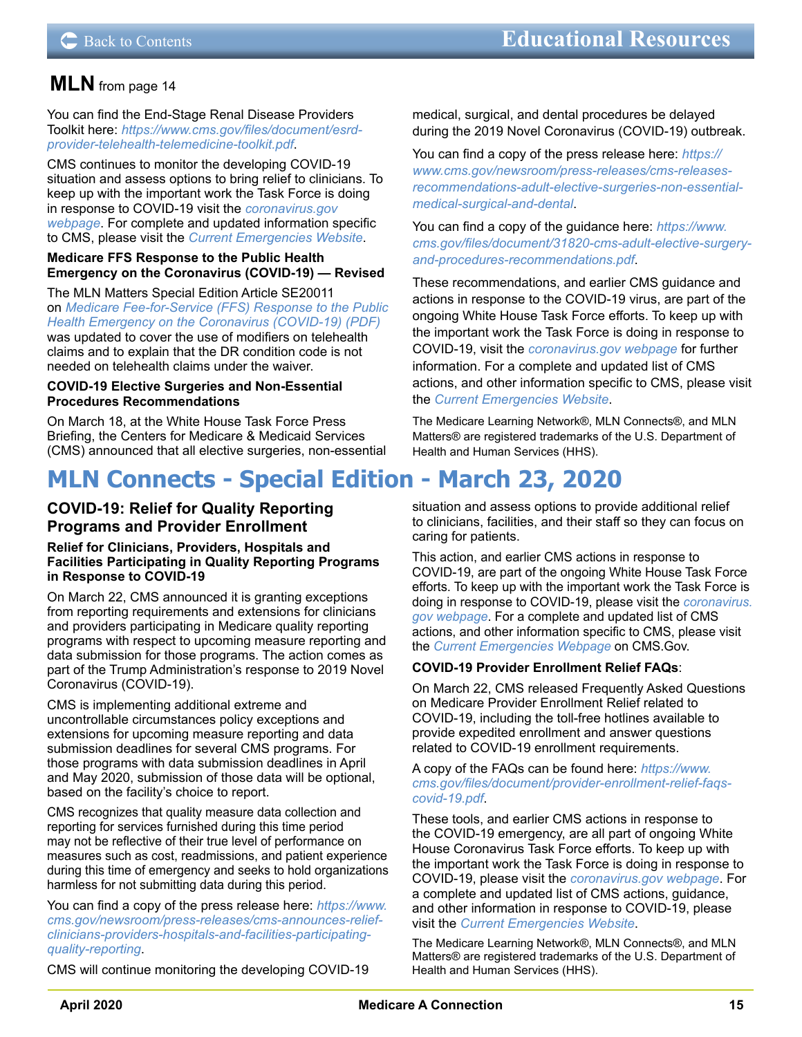## MLN from page 14

You can find the End-Stage Renal Disease Providers Toolkit here: *https://www.cms.gov/files/document/esrd-provider-telehealth-telemedicine-toolkit.pdf*.

CMS continues to monitor the developing COVID-19 situation and assess options to bring relief to clinicians. To keep up with the important work the Task Force is doing in response to COVID-19 visit the *coronavirus.gov webpage*. For complete and updated information specific to CMS, please visit the *Current Emergencies Website*.

### Medicare FFS Response to the Public Health Emergency on the Coronavirus (COVID-19) — Revised

The MLN Matters Special Edition Article SE20011 on *Medicare Fee-for-Service (FFS) Response to the Public Health Emergency on the Coronavirus (COVID-19) (PDF)* was updated to cover the use of modifiers on telehealth claims and to explain that the DR condition code is not needed on telehealth claims under the waiver.

### COVID-19 Elective Surgeries and Non-Essential Procedures Recommendations

On March 18, at the White House Task Force Press Briefing, the Centers for Medicare & Medicaid Services (CMS) announced that all elective surgeries, non-essential medical, surgical, and dental procedures be delayed during the 2019 Novel Coronavirus (COVID-19) outbreak.

You can find a copy of the press release here: *https://www.cms.gov/newsroom/press-releases/cms-releases-recommendations-adult-elective-surgeries-non-essential-medical-surgical-and-dental*.

You can find a copy of the guidance here: *https://www.cms.gov/files/document/31820-cms-adult-elective-surgery-and-procedures-recommendations.pdf*.

These recommendations, and earlier CMS guidance and actions in response to the COVID-19 virus, are part of the ongoing White House Task Force efforts. To keep up with the important work the Task Force is doing in response to COVID-19, visit the *coronavirus.gov webpage* for further information. For a complete and updated list of CMS actions, and other information specific to CMS, please visit the *Current Emergencies Website*.

The Medicare Learning Network®, MLN Connects®, and MLN Matters® are registered trademarks of the U.S. Department of Health and Human Services (HHS).

# MLN Connects - Special Edition - March 23, 2020

## COVID-19: Relief for Quality Reporting Programs and Provider Enrollment

### Relief for Clinicians, Providers, Hospitals and Facilities Participating in Quality Reporting Programs in Response to COVID-19

On March 22, CMS announced it is granting exceptions from reporting requirements and extensions for clinicians and providers participating in Medicare quality reporting programs with respect to upcoming measure reporting and data submission for those programs. The action comes as part of the Trump Administration's response to 2019 Novel Coronavirus (COVID-19).

CMS is implementing additional extreme and uncontrollable circumstances policy exceptions and extensions for upcoming measure reporting and data submission deadlines for several CMS programs. For those programs with data submission deadlines in April and May 2020, submission of those data will be optional, based on the facility's choice to report.

CMS recognizes that quality measure data collection and reporting for services furnished during this time period may not be reflective of their true level of performance on measures such as cost, readmissions, and patient experience during this time of emergency and seeks to hold organizations harmless for not submitting data during this period.

You can find a copy of the press release here: *https://www.cms.gov/newsroom/press-releases/cms-announces-relief-clinicians-providers-hospitals-and-facilities-participating-quality-reporting*.

CMS will continue monitoring the developing COVID-19 situation and assess options to provide additional relief to clinicians, facilities, and their staff so they can focus on caring for patients.

This action, and earlier CMS actions in response to COVID-19, are part of the ongoing White House Task Force efforts. To keep up with the important work the Task Force is doing in response to COVID-19, please visit the *coronavirus.gov webpage*. For a complete and updated list of CMS actions, and other information specific to CMS, please visit the *Current Emergencies Webpage* on CMS.Gov.

**COVID-19 Provider Enrollment Relief FAQs**:

On March 22, CMS released Frequently Asked Questions on Medicare Provider Enrollment Relief related to COVID-19, including the toll-free hotlines available to provide expedited enrollment and answer questions related to COVID-19 enrollment requirements.

A copy of the FAQs can be found here: *https://www.cms.gov/files/document/provider-enrollment-relief-faqs-covid-19.pdf*.

These tools, and earlier CMS actions in response to the COVID-19 emergency, are all part of ongoing White House Coronavirus Task Force efforts. To keep up with the important work the Task Force is doing in response to COVID-19, please visit the *coronavirus.gov webpage*. For a complete and updated list of CMS actions, guidance, and other information in response to COVID-19, please visit the *Current Emergencies Website*.

The Medicare Learning Network®, MLN Connects®, and MLN Matters® are registered trademarks of the U.S. Department of Health and Human Services (HHS).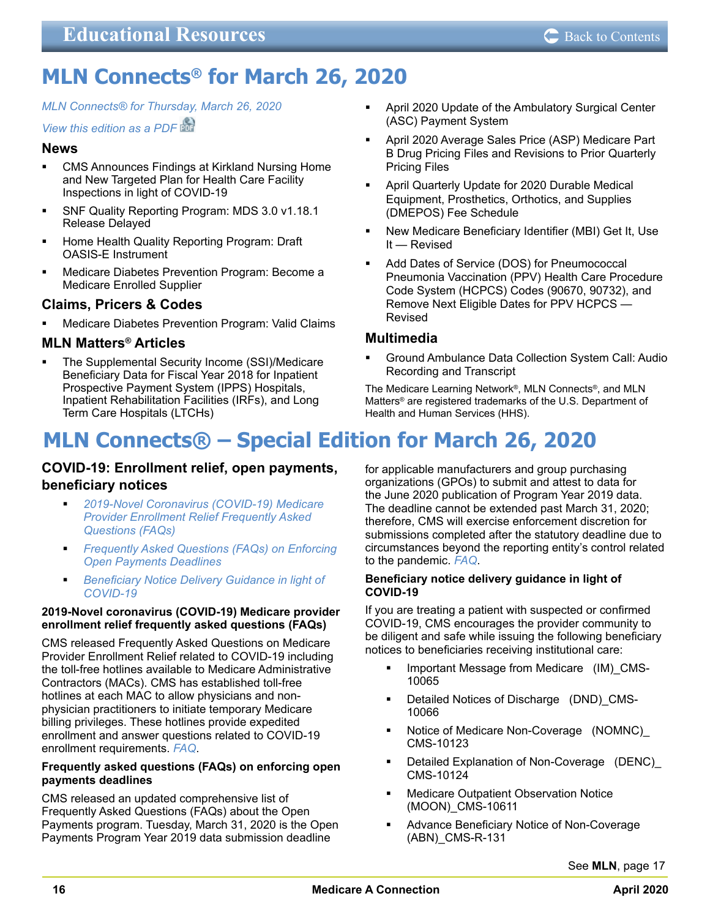# MLN Connects® for March 26, 2020

*MLN Connects® for Thursday, March 26, 2020*

*View this edition as a PDF*

### News

- CMS Announces Findings at Kirkland Nursing Home and New Targeted Plan for Health Care Facility Inspections in light of COVID-19
- SNF Quality Reporting Program: MDS 3.0 v1.18.1 Release Delayed
- Home Health Quality Reporting Program: Draft OASIS-E Instrument
- Medicare Diabetes Prevention Program: Become a Medicare Enrolled Supplier

### Claims, Pricers & Codes

- Medicare Diabetes Prevention Program: Valid Claims

### MLN Matters® Articles

- The Supplemental Security Income (SSI)/Medicare Beneficiary Data for Fiscal Year 2018 for Inpatient Prospective Payment System (IPPS) Hospitals, Inpatient Rehabilitation Facilities (IRFs), and Long Term Care Hospitals (LTCHs)
- April 2020 Update of the Ambulatory Surgical Center (ASC) Payment System
- April 2020 Average Sales Price (ASP) Medicare Part B Drug Pricing Files and Revisions to Prior Quarterly Pricing Files
- April Quarterly Update for 2020 Durable Medical Equipment, Prosthetics, Orthotics, and Supplies (DMEPOS) Fee Schedule
- New Medicare Beneficiary Identifier (MBI) Get It, Use It — Revised
- Add Dates of Service (DOS) for Pneumococcal Pneumonia Vaccination (PPV) Health Care Procedure Code System (HCPCS) Codes (90670, 90732), and Remove Next Eligible Dates for PPV HCPCS — Revised

### Multimedia

- Ground Ambulance Data Collection System Call: Audio Recording and Transcript

The Medicare Learning Network®, MLN Connects®, and MLN Matters® are registered trademarks of the U.S. Department of Health and Human Services (HHS).

# MLN Connects® – Special Edition for March 26, 2020

## COVID-19: Enrollment relief, open payments, beneficiary notices

- *2019-Novel Coronavirus (COVID-19) Medicare Provider Enrollment Relief Frequently Asked Questions (FAQs)*
- *Frequently Asked Questions (FAQs) on Enforcing Open Payments Deadlines*
- *Beneficiary Notice Delivery Guidance in light of COVID-19*

**2019-Novel coronavirus (COVID-19) Medicare provider enrollment relief frequently asked questions (FAQs)**

CMS released Frequently Asked Questions on Medicare Provider Enrollment Relief related to COVID-19 including the toll-free hotlines available to Medicare Administrative Contractors (MACs). CMS has established toll-free hotlines at each MAC to allow physicians and non-physician practitioners to initiate temporary Medicare billing privileges. These hotlines provide expedited enrollment and answer questions related to COVID-19 enrollment requirements. *FAQ*.

**Frequently asked questions (FAQs) on enforcing open payments deadlines**

CMS released an updated comprehensive list of Frequently Asked Questions (FAQs) about the Open Payments program. Tuesday, March 31, 2020 is the Open Payments Program Year 2019 data submission deadline for applicable manufacturers and group purchasing organizations (GPOs) to submit and attest to data for the June 2020 publication of Program Year 2019 data. The deadline cannot be extended past March 31, 2020; therefore, CMS will exercise enforcement discretion for submissions completed after the statutory deadline due to circumstances beyond the reporting entity's control related to the pandemic. *FAQ*.

**Beneficiary notice delivery guidance in light of COVID-19**

If you are treating a patient with suspected or confirmed COVID-19, CMS encourages the provider community to be diligent and safe while issuing the following beneficiary notices to beneficiaries receiving institutional care:

- Important Message from Medicare (IM)_CMS-10065
- Detailed Notices of Discharge (DND)_CMS-10066
- Notice of Medicare Non-Coverage (NOMNC)_CMS-10123
- Detailed Explanation of Non-Coverage (DENC)_CMS-10124
- Medicare Outpatient Observation Notice (MOON)_CMS-10611
- Advance Beneficiary Notice of Non-Coverage (ABN)_CMS-R-131

See **MLN**, page 17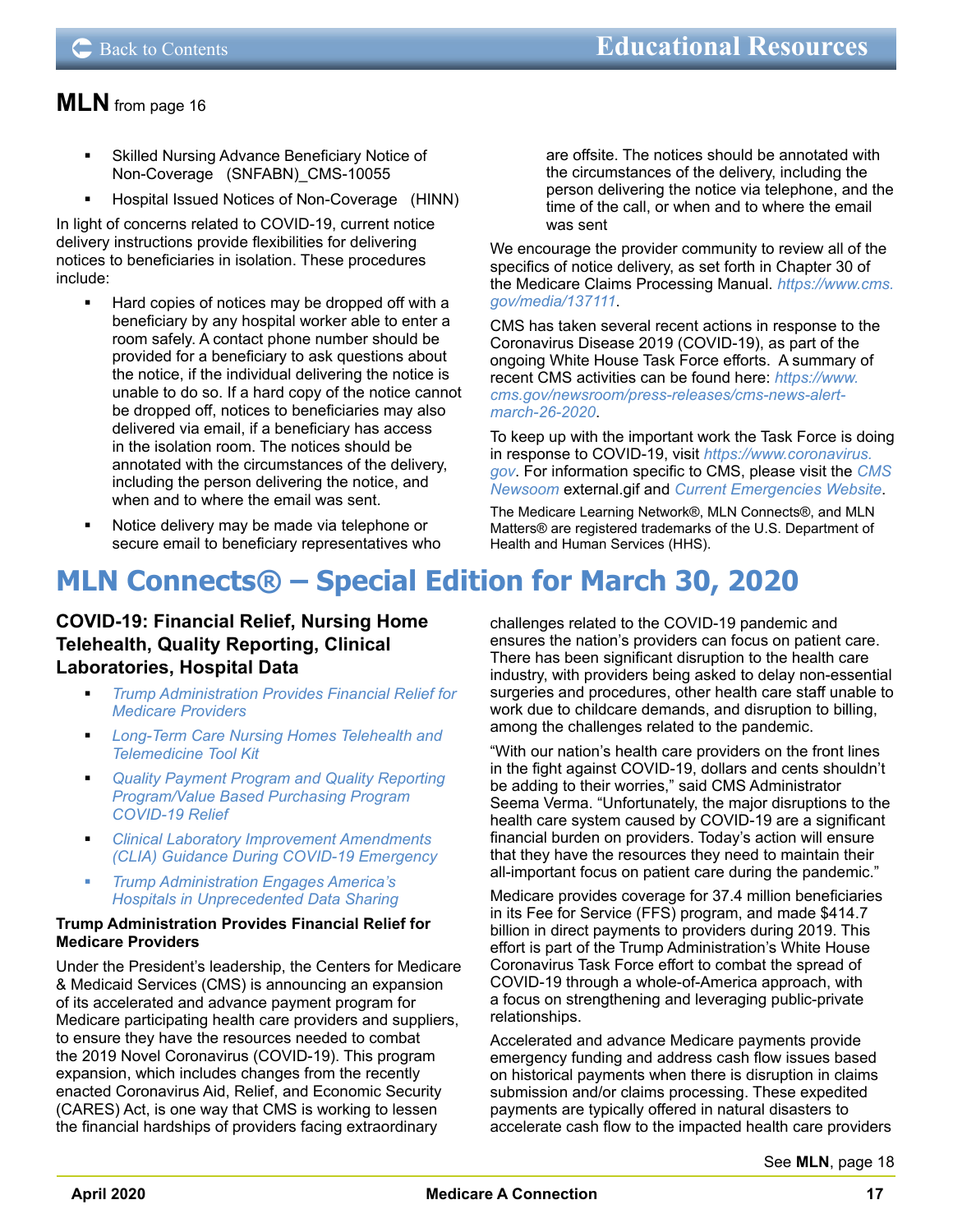## MLN from page 16

- Skilled Nursing Advance Beneficiary Notice of Non-Coverage (SNFABN)_CMS-10055
- Hospital Issued Notices of Non-Coverage (HINN)

In light of concerns related to COVID-19, current notice delivery instructions provide flexibilities for delivering notices to beneficiaries in isolation. These procedures include:

- Hard copies of notices may be dropped off with a beneficiary by any hospital worker able to enter a room safely. A contact phone number should be provided for a beneficiary to ask questions about the notice, if the individual delivering the notice is unable to do so. If a hard copy of the notice cannot be dropped off, notices to beneficiaries may also delivered via email, if a beneficiary has access in the isolation room. The notices should be annotated with the circumstances of the delivery, including the person delivering the notice, and when and to where the email was sent.
- Notice delivery may be made via telephone or secure email to beneficiary representatives who are offsite. The notices should be annotated with the circumstances of the delivery, including the person delivering the notice via telephone, and the time of the call, or when and to where the email was sent

We encourage the provider community to review all of the specifics of notice delivery, as set forth in Chapter 30 of the Medicare Claims Processing Manual. *https://www.cms.gov/media/137111*.

CMS has taken several recent actions in response to the Coronavirus Disease 2019 (COVID-19), as part of the ongoing White House Task Force efforts. A summary of recent CMS activities can be found here: *https://www.cms.gov/newsroom/press-releases/cms-news-alert-march-26-2020*.

To keep up with the important work the Task Force is doing in response to COVID-19, visit *https://www.coronavirus.gov*. For information specific to CMS, please visit the *CMS Newsoom* external.gif and *Current Emergencies Website*.

The Medicare Learning Network®, MLN Connects®, and MLN Matters® are registered trademarks of the U.S. Department of Health and Human Services (HHS).

# MLN Connects® – Special Edition for March 30, 2020

### COVID-19: Financial Relief, Nursing Home Telehealth, Quality Reporting, Clinical Laboratories, Hospital Data

- *Trump Administration Provides Financial Relief for Medicare Providers*
- *Long-Term Care Nursing Homes Telehealth and Telemedicine Tool Kit*
- *Quality Payment Program and Quality Reporting Program/Value Based Purchasing Program COVID-19 Relief*
- *Clinical Laboratory Improvement Amendments (CLIA) Guidance During COVID-19 Emergency*
- *Trump Administration Engages America's Hospitals in Unprecedented Data Sharing*

#### Trump Administration Provides Financial Relief for Medicare Providers

Under the President's leadership, the Centers for Medicare & Medicaid Services (CMS) is announcing an expansion of its accelerated and advance payment program for Medicare participating health care providers and suppliers, to ensure they have the resources needed to combat the 2019 Novel Coronavirus (COVID-19). This program expansion, which includes changes from the recently enacted Coronavirus Aid, Relief, and Economic Security (CARES) Act, is one way that CMS is working to lessen the financial hardships of providers facing extraordinary challenges related to the COVID-19 pandemic and ensures the nation's providers can focus on patient care. There has been significant disruption to the health care industry, with providers being asked to delay non-essential surgeries and procedures, other health care staff unable to work due to childcare demands, and disruption to billing, among the challenges related to the pandemic.

"With our nation's health care providers on the front lines in the fight against COVID-19, dollars and cents shouldn't be adding to their worries," said CMS Administrator Seema Verma. "Unfortunately, the major disruptions to the health care system caused by COVID-19 are a significant financial burden on providers. Today's action will ensure that they have the resources they need to maintain their all-important focus on patient care during the pandemic."

Medicare provides coverage for 37.4 million beneficiaries in its Fee for Service (FFS) program, and made $414.7 billion in direct payments to providers during 2019. This effort is part of the Trump Administration's White House Coronavirus Task Force effort to combat the spread of COVID-19 through a whole-of-America approach, with a focus on strengthening and leveraging public-private relationships.

Accelerated and advance Medicare payments provide emergency funding and address cash flow issues based on historical payments when there is disruption in claims submission and/or claims processing. These expedited payments are typically offered in natural disasters to accelerate cash flow to the impacted health care providers

See **MLN**, page 18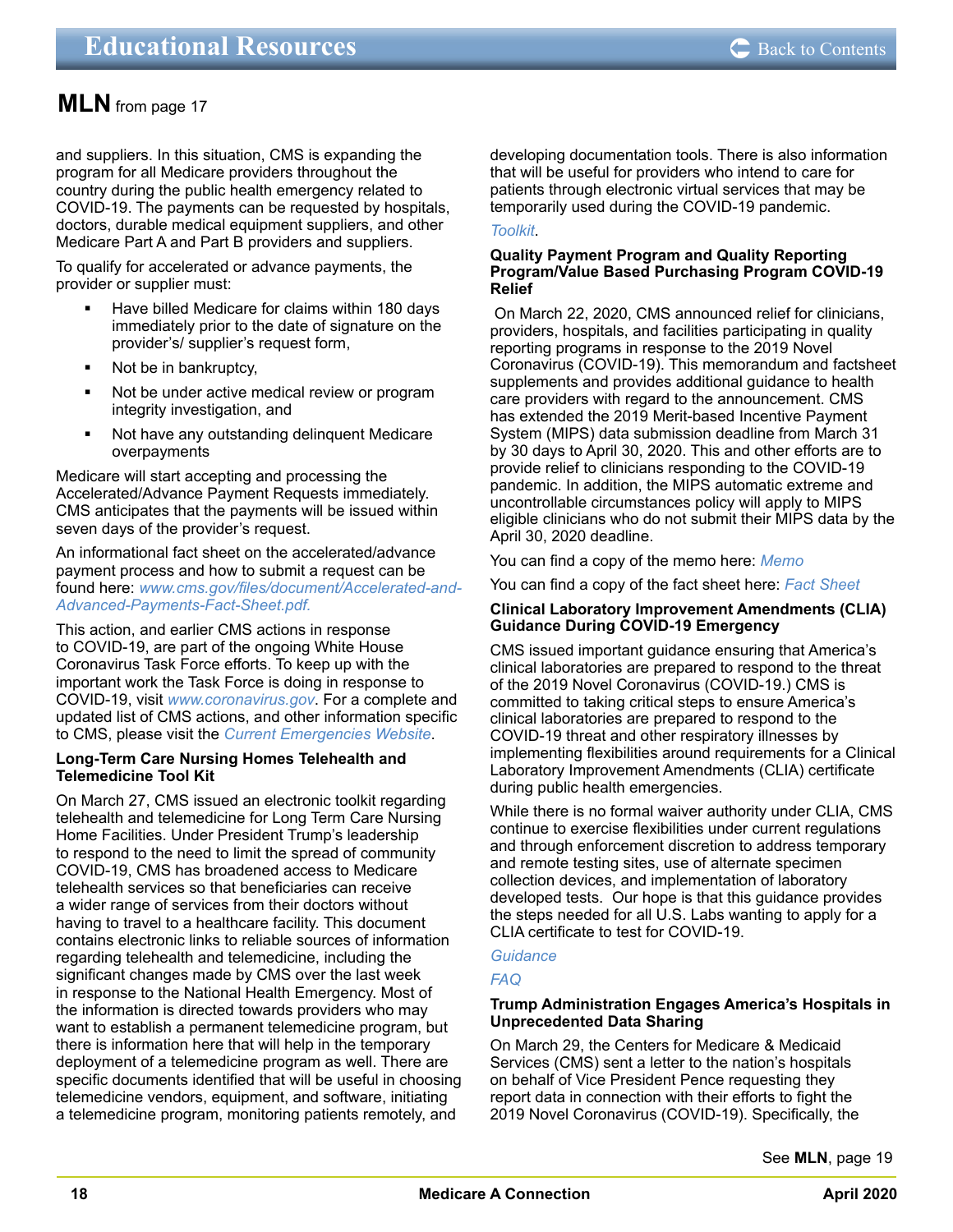**MLN** from page 17

and suppliers. In this situation, CMS is expanding the program for all Medicare providers throughout the country during the public health emergency related to COVID-19. The payments can be requested by hospitals, doctors, durable medical equipment suppliers, and other Medicare Part A and Part B providers and suppliers.

To qualify for accelerated or advance payments, the provider or supplier must:

- Have billed Medicare for claims within 180 days immediately prior to the date of signature on the provider's/ supplier's request form,
- Not be in bankruptcy,
- Not be under active medical review or program integrity investigation, and
- Not have any outstanding delinquent Medicare overpayments

Medicare will start accepting and processing the Accelerated/Advance Payment Requests immediately. CMS anticipates that the payments will be issued within seven days of the provider's request.

An informational fact sheet on the accelerated/advance payment process and how to submit a request can be found here: *www.cms.gov/files/document/Accelerated-and-Advanced-Payments-Fact-Sheet.pdf.*

This action, and earlier CMS actions in response to COVID-19, are part of the ongoing White House Coronavirus Task Force efforts. To keep up with the important work the Task Force is doing in response to COVID-19, visit *www.coronavirus.gov*. For a complete and updated list of CMS actions, and other information specific to CMS, please visit the *Current Emergencies Website*.

**Long-Term Care Nursing Homes Telehealth and Telemedicine Tool Kit**

On March 27, CMS issued an electronic toolkit regarding telehealth and telemedicine for Long Term Care Nursing Home Facilities. Under President Trump's leadership to respond to the need to limit the spread of community COVID-19, CMS has broadened access to Medicare telehealth services so that beneficiaries can receive a wider range of services from their doctors without having to travel to a healthcare facility. This document contains electronic links to reliable sources of information regarding telehealth and telemedicine, including the significant changes made by CMS over the last week in response to the National Health Emergency. Most of the information is directed towards providers who may want to establish a permanent telemedicine program, but there is information here that will help in the temporary deployment of a telemedicine program as well. There are specific documents identified that will be useful in choosing telemedicine vendors, equipment, and software, initiating a telemedicine program, monitoring patients remotely, and developing documentation tools. There is also information that will be useful for providers who intend to care for patients through electronic virtual services that may be temporarily used during the COVID-19 pandemic.

*Toolkit*.

**Quality Payment Program and Quality Reporting Program/Value Based Purchasing Program COVID-19 Relief**

On March 22, 2020, CMS announced relief for clinicians, providers, hospitals, and facilities participating in quality reporting programs in response to the 2019 Novel Coronavirus (COVID-19). This memorandum and factsheet supplements and provides additional guidance to health care providers with regard to the announcement. CMS has extended the 2019 Merit-based Incentive Payment System (MIPS) data submission deadline from March 31 by 30 days to April 30, 2020. This and other efforts are to provide relief to clinicians responding to the COVID-19 pandemic. In addition, the MIPS automatic extreme and uncontrollable circumstances policy will apply to MIPS eligible clinicians who do not submit their MIPS data by the April 30, 2020 deadline.

You can find a copy of the memo here: *Memo*

You can find a copy of the fact sheet here: *Fact Sheet*

**Clinical Laboratory Improvement Amendments (CLIA) Guidance During COVID-19 Emergency**

CMS issued important guidance ensuring that America's clinical laboratories are prepared to respond to the threat of the 2019 Novel Coronavirus (COVID-19.) CMS is committed to taking critical steps to ensure America's clinical laboratories are prepared to respond to the COVID-19 threat and other respiratory illnesses by implementing flexibilities around requirements for a Clinical Laboratory Improvement Amendments (CLIA) certificate during public health emergencies.

While there is no formal waiver authority under CLIA, CMS continue to exercise flexibilities under current regulations and through enforcement discretion to address temporary and remote testing sites, use of alternate specimen collection devices, and implementation of laboratory developed tests. Our hope is that this guidance provides the steps needed for all U.S. Labs wanting to apply for a CLIA certificate to test for COVID-19.

*Guidance*

*FAQ*

**Trump Administration Engages America's Hospitals in Unprecedented Data Sharing**

On March 29, the Centers for Medicare & Medicaid Services (CMS) sent a letter to the nation's hospitals on behalf of Vice President Pence requesting they report data in connection with their efforts to fight the 2019 Novel Coronavirus (COVID-19). Specifically, the

See **MLN**, page 19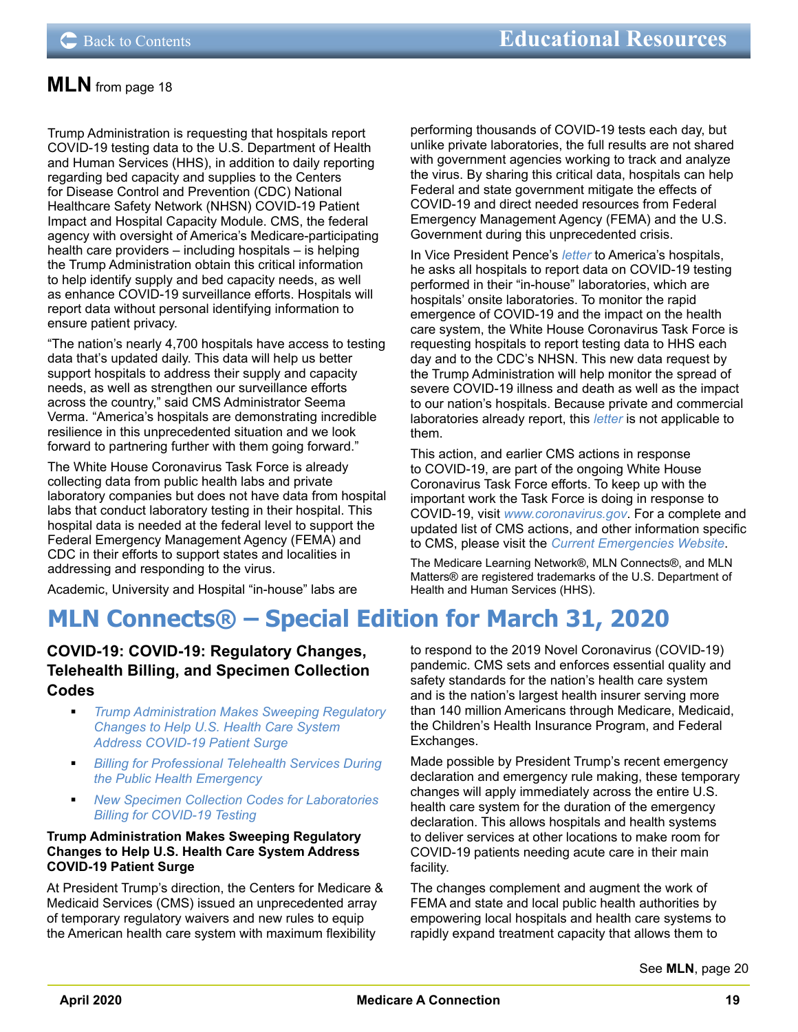## MLN from page 18

Trump Administration is requesting that hospitals report COVID-19 testing data to the U.S. Department of Health and Human Services (HHS), in addition to daily reporting regarding bed capacity and supplies to the Centers for Disease Control and Prevention (CDC) National Healthcare Safety Network (NHSN) COVID-19 Patient Impact and Hospital Capacity Module. CMS, the federal agency with oversight of America's Medicare-participating health care providers – including hospitals – is helping the Trump Administration obtain this critical information to help identify supply and bed capacity needs, as well as enhance COVID-19 surveillance efforts. Hospitals will report data without personal identifying information to ensure patient privacy.

"The nation's nearly 4,700 hospitals have access to testing data that's updated daily. This data will help us better support hospitals to address their supply and capacity needs, as well as strengthen our surveillance efforts across the country," said CMS Administrator Seema Verma. "America's hospitals are demonstrating incredible resilience in this unprecedented situation and we look forward to partnering further with them going forward."

The White House Coronavirus Task Force is already collecting data from public health labs and private laboratory companies but does not have data from hospital labs that conduct laboratory testing in their hospital. This hospital data is needed at the federal level to support the Federal Emergency Management Agency (FEMA) and CDC in their efforts to support states and localities in addressing and responding to the virus.

Academic, University and Hospital "in-house" labs are performing thousands of COVID-19 tests each day, but unlike private laboratories, the full results are not shared with government agencies working to track and analyze the virus. By sharing this critical data, hospitals can help Federal and state government mitigate the effects of COVID-19 and direct needed resources from Federal Emergency Management Agency (FEMA) and the U.S. Government during this unprecedented crisis.

In Vice President Pence's *letter* to America's hospitals, he asks all hospitals to report data on COVID-19 testing performed in their "in-house" laboratories, which are hospitals' onsite laboratories. To monitor the rapid emergence of COVID-19 and the impact on the health care system, the White House Coronavirus Task Force is requesting hospitals to report testing data to HHS each day and to the CDC's NHSN. This new data request by the Trump Administration will help monitor the spread of severe COVID-19 illness and death as well as the impact to our nation's hospitals. Because private and commercial laboratories already report, this *letter* is not applicable to them.

This action, and earlier CMS actions in response to COVID-19, are part of the ongoing White House Coronavirus Task Force efforts. To keep up with the important work the Task Force is doing in response to COVID-19, visit *www.coronavirus.gov*. For a complete and updated list of CMS actions, and other information specific to CMS, please visit the *Current Emergencies Website*.

The Medicare Learning Network®, MLN Connects®, and MLN Matters® are registered trademarks of the U.S. Department of Health and Human Services (HHS).

# MLN Connects® – Special Edition for March 31, 2020

### COVID-19: COVID-19: Regulatory Changes, Telehealth Billing, and Specimen Collection Codes

- *Trump Administration Makes Sweeping Regulatory Changes to Help U.S. Health Care System Address COVID-19 Patient Surge*
- *Billing for Professional Telehealth Services During the Public Health Emergency*
- *New Specimen Collection Codes for Laboratories Billing for COVID-19 Testing*

**Trump Administration Makes Sweeping Regulatory Changes to Help U.S. Health Care System Address COVID-19 Patient Surge**

At President Trump's direction, the Centers for Medicare & Medicaid Services (CMS) issued an unprecedented array of temporary regulatory waivers and new rules to equip the American health care system with maximum flexibility to respond to the 2019 Novel Coronavirus (COVID-19) pandemic. CMS sets and enforces essential quality and safety standards for the nation's health care system and is the nation's largest health insurer serving more than 140 million Americans through Medicare, Medicaid, the Children's Health Insurance Program, and Federal Exchanges.

Made possible by President Trump's recent emergency declaration and emergency rule making, these temporary changes will apply immediately across the entire U.S. health care system for the duration of the emergency declaration. This allows hospitals and health systems to deliver services at other locations to make room for COVID-19 patients needing acute care in their main facility.

The changes complement and augment the work of FEMA and state and local public health authorities by empowering local hospitals and health care systems to rapidly expand treatment capacity that allows them to

See **MLN**, page 20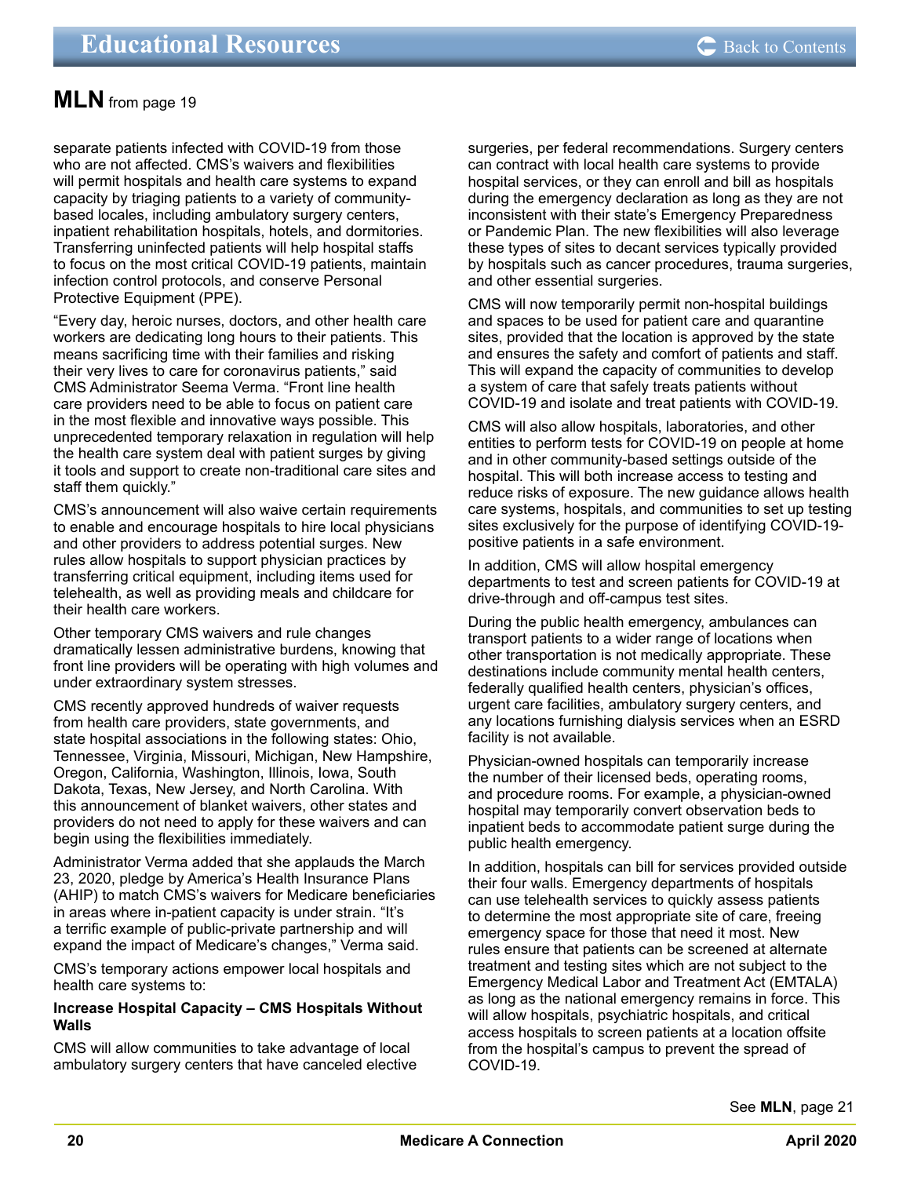## MLN from page 19

separate patients infected with COVID-19 from those who are not affected. CMS's waivers and flexibilities will permit hospitals and health care systems to expand capacity by triaging patients to a variety of community-based locales, including ambulatory surgery centers, inpatient rehabilitation hospitals, hotels, and dormitories. Transferring uninfected patients will help hospital staffs to focus on the most critical COVID-19 patients, maintain infection control protocols, and conserve Personal Protective Equipment (PPE).

"Every day, heroic nurses, doctors, and other health care workers are dedicating long hours to their patients. This means sacrificing time with their families and risking their very lives to care for coronavirus patients," said CMS Administrator Seema Verma. "Front line health care providers need to be able to focus on patient care in the most flexible and innovative ways possible. This unprecedented temporary relaxation in regulation will help the health care system deal with patient surges by giving it tools and support to create non-traditional care sites and staff them quickly."

CMS's announcement will also waive certain requirements to enable and encourage hospitals to hire local physicians and other providers to address potential surges. New rules allow hospitals to support physician practices by transferring critical equipment, including items used for telehealth, as well as providing meals and childcare for their health care workers.

Other temporary CMS waivers and rule changes dramatically lessen administrative burdens, knowing that front line providers will be operating with high volumes and under extraordinary system stresses.

CMS recently approved hundreds of waiver requests from health care providers, state governments, and state hospital associations in the following states: Ohio, Tennessee, Virginia, Missouri, Michigan, New Hampshire, Oregon, California, Washington, Illinois, Iowa, South Dakota, Texas, New Jersey, and North Carolina. With this announcement of blanket waivers, other states and providers do not need to apply for these waivers and can begin using the flexibilities immediately.

Administrator Verma added that she applauds the March 23, 2020, pledge by America's Health Insurance Plans (AHIP) to match CMS's waivers for Medicare beneficiaries in areas where in-patient capacity is under strain. "It's a terrific example of public-private partnership and will expand the impact of Medicare's changes," Verma said.

CMS's temporary actions empower local hospitals and health care systems to:

**Increase Hospital Capacity – CMS Hospitals Without Walls**

CMS will allow communities to take advantage of local ambulatory surgery centers that have canceled elective surgeries, per federal recommendations. Surgery centers can contract with local health care systems to provide hospital services, or they can enroll and bill as hospitals during the emergency declaration as long as they are not inconsistent with their state's Emergency Preparedness or Pandemic Plan. The new flexibilities will also leverage these types of sites to decant services typically provided by hospitals such as cancer procedures, trauma surgeries, and other essential surgeries.

CMS will now temporarily permit non-hospital buildings and spaces to be used for patient care and quarantine sites, provided that the location is approved by the state and ensures the safety and comfort of patients and staff. This will expand the capacity of communities to develop a system of care that safely treats patients without COVID-19 and isolate and treat patients with COVID-19.

CMS will also allow hospitals, laboratories, and other entities to perform tests for COVID-19 on people at home and in other community-based settings outside of the hospital. This will both increase access to testing and reduce risks of exposure. The new guidance allows health care systems, hospitals, and communities to set up testing sites exclusively for the purpose of identifying COVID-19-positive patients in a safe environment.

In addition, CMS will allow hospital emergency departments to test and screen patients for COVID-19 at drive-through and off-campus test sites.

During the public health emergency, ambulances can transport patients to a wider range of locations when other transportation is not medically appropriate. These destinations include community mental health centers, federally qualified health centers, physician's offices, urgent care facilities, ambulatory surgery centers, and any locations furnishing dialysis services when an ESRD facility is not available.

Physician-owned hospitals can temporarily increase the number of their licensed beds, operating rooms, and procedure rooms. For example, a physician-owned hospital may temporarily convert observation beds to inpatient beds to accommodate patient surge during the public health emergency.

In addition, hospitals can bill for services provided outside their four walls. Emergency departments of hospitals can use telehealth services to quickly assess patients to determine the most appropriate site of care, freeing emergency space for those that need it most. New rules ensure that patients can be screened at alternate treatment and testing sites which are not subject to the Emergency Medical Labor and Treatment Act (EMTALA) as long as the national emergency remains in force. This will allow hospitals, psychiatric hospitals, and critical access hospitals to screen patients at a location offsite from the hospital's campus to prevent the spread of COVID-19.

See **MLN**, page 21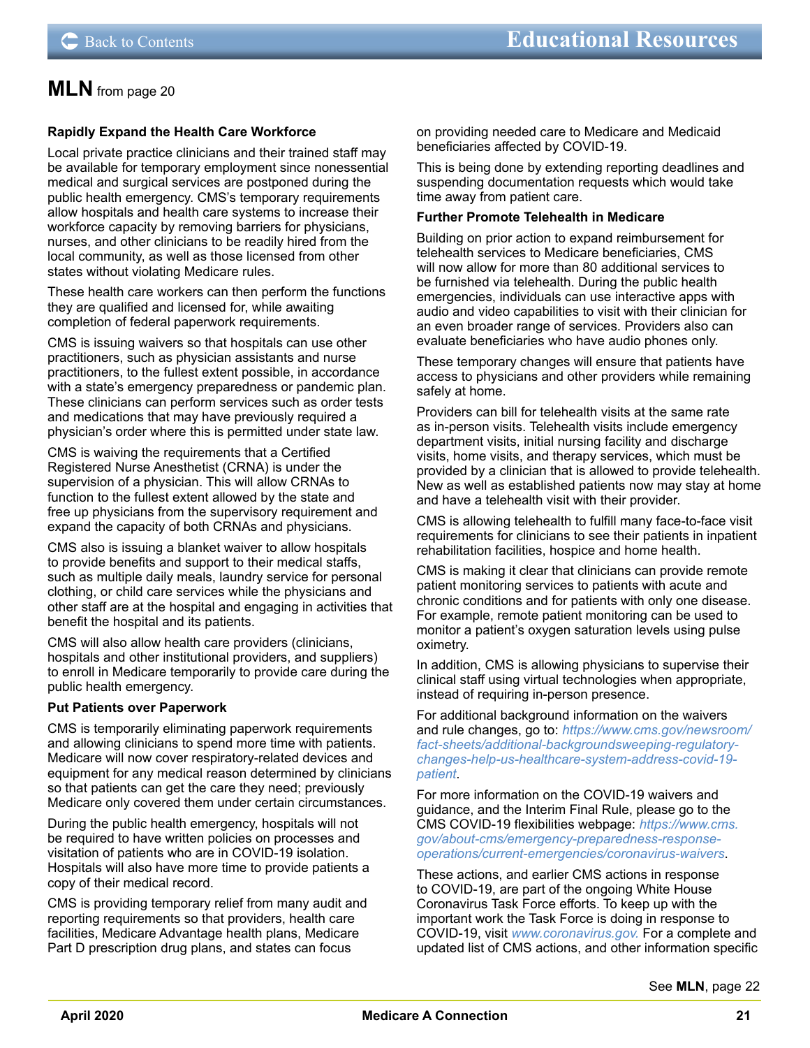## MLN from page 20

**Rapidly Expand the Health Care Workforce**

Local private practice clinicians and their trained staff may be available for temporary employment since nonessential medical and surgical services are postponed during the public health emergency. CMS's temporary requirements allow hospitals and health care systems to increase their workforce capacity by removing barriers for physicians, nurses, and other clinicians to be readily hired from the local community, as well as those licensed from other states without violating Medicare rules.

These health care workers can then perform the functions they are qualified and licensed for, while awaiting completion of federal paperwork requirements.

CMS is issuing waivers so that hospitals can use other practitioners, such as physician assistants and nurse practitioners, to the fullest extent possible, in accordance with a state's emergency preparedness or pandemic plan. These clinicians can perform services such as order tests and medications that may have previously required a physician's order where this is permitted under state law.

CMS is waiving the requirements that a Certified Registered Nurse Anesthetist (CRNA) is under the supervision of a physician. This will allow CRNAs to function to the fullest extent allowed by the state and free up physicians from the supervisory requirement and expand the capacity of both CRNAs and physicians.

CMS also is issuing a blanket waiver to allow hospitals to provide benefits and support to their medical staffs, such as multiple daily meals, laundry service for personal clothing, or child care services while the physicians and other staff are at the hospital and engaging in activities that benefit the hospital and its patients.

CMS will also allow health care providers (clinicians, hospitals and other institutional providers, and suppliers) to enroll in Medicare temporarily to provide care during the public health emergency.

**Put Patients over Paperwork**

CMS is temporarily eliminating paperwork requirements and allowing clinicians to spend more time with patients. Medicare will now cover respiratory-related devices and equipment for any medical reason determined by clinicians so that patients can get the care they need; previously Medicare only covered them under certain circumstances.

During the public health emergency, hospitals will not be required to have written policies on processes and visitation of patients who are in COVID-19 isolation. Hospitals will also have more time to provide patients a copy of their medical record.

CMS is providing temporary relief from many audit and reporting requirements so that providers, health care facilities, Medicare Advantage health plans, Medicare Part D prescription drug plans, and states can focus on providing needed care to Medicare and Medicaid beneficiaries affected by COVID-19.

This is being done by extending reporting deadlines and suspending documentation requests which would take time away from patient care.

**Further Promote Telehealth in Medicare**

Building on prior action to expand reimbursement for telehealth services to Medicare beneficiaries, CMS will now allow for more than 80 additional services to be furnished via telehealth. During the public health emergencies, individuals can use interactive apps with audio and video capabilities to visit with their clinician for an even broader range of services. Providers also can evaluate beneficiaries who have audio phones only.

These temporary changes will ensure that patients have access to physicians and other providers while remaining safely at home.

Providers can bill for telehealth visits at the same rate as in-person visits. Telehealth visits include emergency department visits, initial nursing facility and discharge visits, home visits, and therapy services, which must be provided by a clinician that is allowed to provide telehealth. New as well as established patients now may stay at home and have a telehealth visit with their provider.

CMS is allowing telehealth to fulfill many face-to-face visit requirements for clinicians to see their patients in inpatient rehabilitation facilities, hospice and home health.

CMS is making it clear that clinicians can provide remote patient monitoring services to patients with acute and chronic conditions and for patients with only one disease. For example, remote patient monitoring can be used to monitor a patient's oxygen saturation levels using pulse oximetry.

In addition, CMS is allowing physicians to supervise their clinical staff using virtual technologies when appropriate, instead of requiring in-person presence.

For additional background information on the waivers and rule changes, go to: *https://www.cms.gov/newsroom/fact-sheets/additional-backgroundsweeping-regulatory-changes-help-us-healthcare-system-address-covid-19-patient*.

For more information on the COVID-19 waivers and guidance, and the Interim Final Rule, please go to the CMS COVID-19 flexibilities webpage: *https://www.cms.gov/about-cms/emergency-preparedness-response-operations/current-emergencies/coronavirus-waivers*.

These actions, and earlier CMS actions in response to COVID-19, are part of the ongoing White House Coronavirus Task Force efforts. To keep up with the important work the Task Force is doing in response to COVID-19, visit *www.coronavirus.gov.* For a complete and updated list of CMS actions, and other information specific

See **MLN**, page 22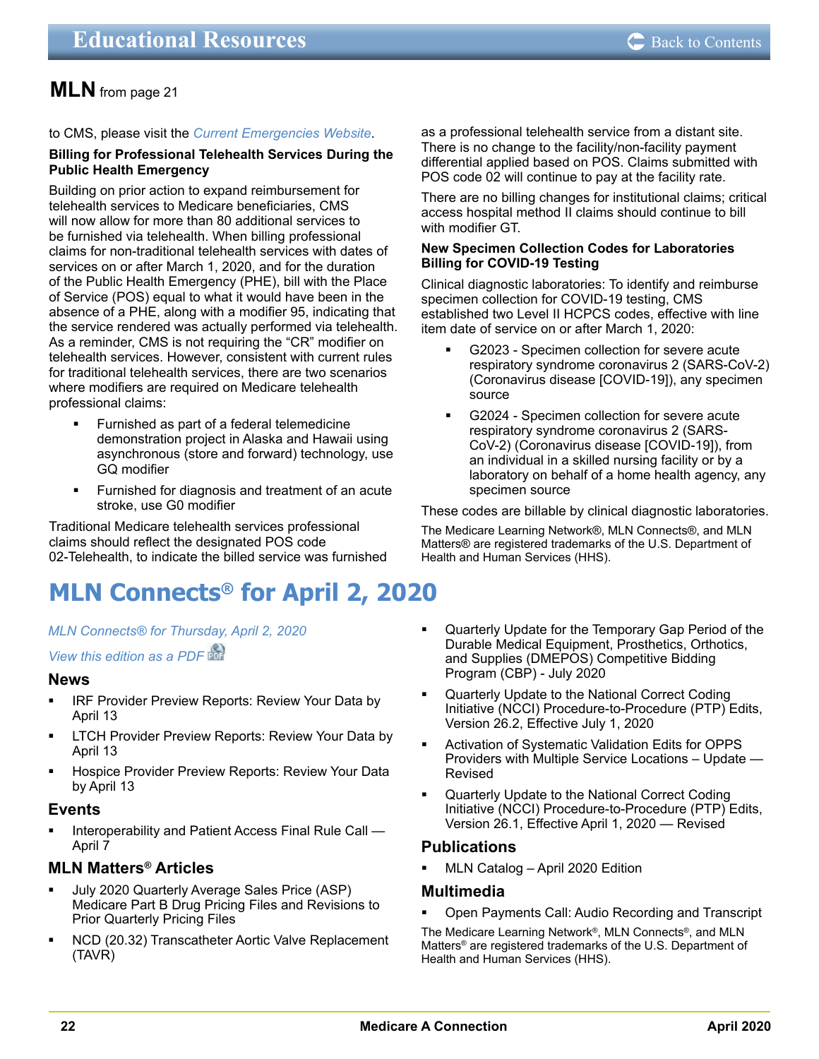## MLN from page 21

to CMS, please visit the *Current Emergencies Website*.

**Billing for Professional Telehealth Services During the Public Health Emergency**

Building on prior action to expand reimbursement for telehealth services to Medicare beneficiaries, CMS will now allow for more than 80 additional services to be furnished via telehealth. When billing professional claims for non-traditional telehealth services with dates of services on or after March 1, 2020, and for the duration of the Public Health Emergency (PHE), bill with the Place of Service (POS) equal to what it would have been in the absence of a PHE, along with a modifier 95, indicating that the service rendered was actually performed via telehealth. As a reminder, CMS is not requiring the “CR” modifier on telehealth services. However, consistent with current rules for traditional telehealth services, there are two scenarios where modifiers are required on Medicare telehealth professional claims:

- Furnished as part of a federal telemedicine demonstration project in Alaska and Hawaii using asynchronous (store and forward) technology, use GQ modifier
- Furnished for diagnosis and treatment of an acute stroke, use G0 modifier

Traditional Medicare telehealth services professional claims should reflect the designated POS code 02-Telehealth, to indicate the billed service was furnished as a professional telehealth service from a distant site. There is no change to the facility/non-facility payment differential applied based on POS. Claims submitted with POS code 02 will continue to pay at the facility rate.

There are no billing changes for institutional claims; critical access hospital method II claims should continue to bill with modifier GT.

**New Specimen Collection Codes for Laboratories Billing for COVID-19 Testing**

Clinical diagnostic laboratories: To identify and reimburse specimen collection for COVID-19 testing, CMS established two Level II HCPCS codes, effective with line item date of service on or after March 1, 2020:

- G2023 - Specimen collection for severe acute respiratory syndrome coronavirus 2 (SARS-CoV-2) (Coronavirus disease [COVID-19]), any specimen source
- G2024 - Specimen collection for severe acute respiratory syndrome coronavirus 2 (SARS-CoV-2) (Coronavirus disease [COVID-19]), from an individual in a skilled nursing facility or by a laboratory on behalf of a home health agency, any specimen source

These codes are billable by clinical diagnostic laboratories.

The Medicare Learning Network®, MLN Connects®, and MLN Matters® are registered trademarks of the U.S. Department of Health and Human Services (HHS).

# MLN Connects® for April 2, 2020

*MLN Connects® for Thursday, April 2, 2020*

*View this edition as a PDF*

### News

- IRF Provider Preview Reports: Review Your Data by April 13
- LTCH Provider Preview Reports: Review Your Data by April 13
- Hospice Provider Preview Reports: Review Your Data by April 13

### Events

- Interoperability and Patient Access Final Rule Call — April 7

### MLN Matters® Articles

- July 2020 Quarterly Average Sales Price (ASP) Medicare Part B Drug Pricing Files and Revisions to Prior Quarterly Pricing Files
- NCD (20.32) Transcatheter Aortic Valve Replacement (TAVR)
- Quarterly Update for the Temporary Gap Period of the Durable Medical Equipment, Prosthetics, Orthotics, and Supplies (DMEPOS) Competitive Bidding Program (CBP) - July 2020
- Quarterly Update to the National Correct Coding Initiative (NCCI) Procedure-to-Procedure (PTP) Edits, Version 26.2, Effective July 1, 2020
- Activation of Systematic Validation Edits for OPPS Providers with Multiple Service Locations – Update — Revised
- Quarterly Update to the National Correct Coding Initiative (NCCI) Procedure-to-Procedure (PTP) Edits, Version 26.1, Effective April 1, 2020 — Revised

### Publications

- MLN Catalog – April 2020 Edition

### Multimedia

- Open Payments Call: Audio Recording and Transcript

The Medicare Learning Network®, MLN Connects®, and MLN Matters® are registered trademarks of the U.S. Department of Health and Human Services (HHS).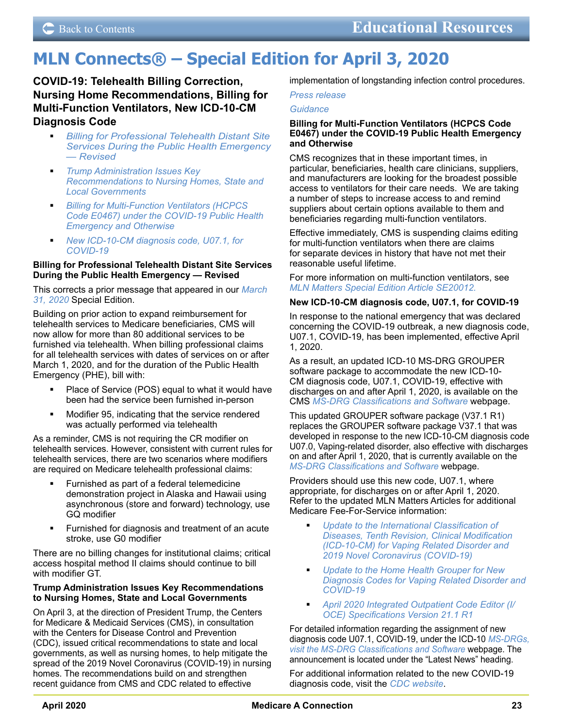# MLN Connects® – Special Edition for April 3, 2020

## COVID-19: Telehealth Billing Correction, Nursing Home Recommendations, Billing for Multi-Function Ventilators, New ICD-10-CM Diagnosis Code

- *Billing for Professional Telehealth Distant Site Services During the Public Health Emergency — Revised*
- *Trump Administration Issues Key Recommendations to Nursing Homes, State and Local Governments*
- *Billing for Multi-Function Ventilators (HCPCS Code E0467) under the COVID-19 Public Health Emergency and Otherwise*
- *New ICD-10-CM diagnosis code, U07.1, for COVID-19*

### Billing for Professional Telehealth Distant Site Services During the Public Health Emergency — Revised

This corrects a prior message that appeared in our *March 31, 2020* Special Edition.

Building on prior action to expand reimbursement for telehealth services to Medicare beneficiaries, CMS will now allow for more than 80 additional services to be furnished via telehealth. When billing professional claims for all telehealth services with dates of services on or after March 1, 2020, and for the duration of the Public Health Emergency (PHE), bill with:

- Place of Service (POS) equal to what it would have been had the service been furnished in-person
- Modifier 95, indicating that the service rendered was actually performed via telehealth

As a reminder, CMS is not requiring the CR modifier on telehealth services. However, consistent with current rules for telehealth services, there are two scenarios where modifiers are required on Medicare telehealth professional claims:

- Furnished as part of a federal telemedicine demonstration project in Alaska and Hawaii using asynchronous (store and forward) technology, use GQ modifier
- Furnished for diagnosis and treatment of an acute stroke, use G0 modifier

There are no billing changes for institutional claims; critical access hospital method II claims should continue to bill with modifier GT.

### Trump Administration Issues Key Recommendations to Nursing Homes, State and Local Governments

On April 3, at the direction of President Trump, the Centers for Medicare & Medicaid Services (CMS), in consultation with the Centers for Disease Control and Prevention (CDC), issued critical recommendations to state and local governments, as well as nursing homes, to help mitigate the spread of the 2019 Novel Coronavirus (COVID-19) in nursing homes. The recommendations build on and strengthen recent guidance from CMS and CDC related to effective implementation of longstanding infection control procedures.

*Press release*

*Guidance*

### Billing for Multi-Function Ventilators (HCPCS Code E0467) under the COVID-19 Public Health Emergency and Otherwise

CMS recognizes that in these important times, in particular, beneficiaries, health care clinicians, suppliers, and manufacturers are looking for the broadest possible access to ventilators for their care needs. We are taking a number of steps to increase access to and remind suppliers about certain options available to them and beneficiaries regarding multi-function ventilators.

Effective immediately, CMS is suspending claims editing for multi-function ventilators when there are claims for separate devices in history that have not met their reasonable useful lifetime.

For more information on multi-function ventilators, see *MLN Matters Special Edition Article SE20012.*

### New ICD-10-CM diagnosis code, U07.1, for COVID-19

In response to the national emergency that was declared concerning the COVID-19 outbreak, a new diagnosis code, U07.1, COVID-19, has been implemented, effective April 1, 2020.

As a result, an updated ICD-10 MS-DRG GROUPER software package to accommodate the new ICD-10-CM diagnosis code, U07.1, COVID-19, effective with discharges on and after April 1, 2020, is available on the CMS *MS-DRG Classifications and Software* webpage.

This updated GROUPER software package (V37.1 R1) replaces the GROUPER software package V37.1 that was developed in response to the new ICD-10-CM diagnosis code U07.0, Vaping-related disorder, also effective with discharges on and after April 1, 2020, that is currently available on the *MS-DRG Classifications and Software* webpage.

Providers should use this new code, U07.1, where appropriate, for discharges on or after April 1, 2020. Refer to the updated MLN Matters Articles for additional Medicare Fee-For-Service information:

- *Update to the International Classification of Diseases, Tenth Revision, Clinical Modification (ICD-10-CM) for Vaping Related Disorder and 2019 Novel Coronavirus (COVID-19)*
- *Update to the Home Health Grouper for New Diagnosis Codes for Vaping Related Disorder and COVID-19*
- *April 2020 Integrated Outpatient Code Editor (I/OCE) Specifications Version 21.1 R1*

For detailed information regarding the assignment of new diagnosis code U07.1, COVID-19, under the ICD-10 *MS-DRGs, visit the MS-DRG Classifications and Software* webpage. The announcement is located under the "Latest News" heading.

For additional information related to the new COVID-19 diagnosis code, visit the *CDC website*.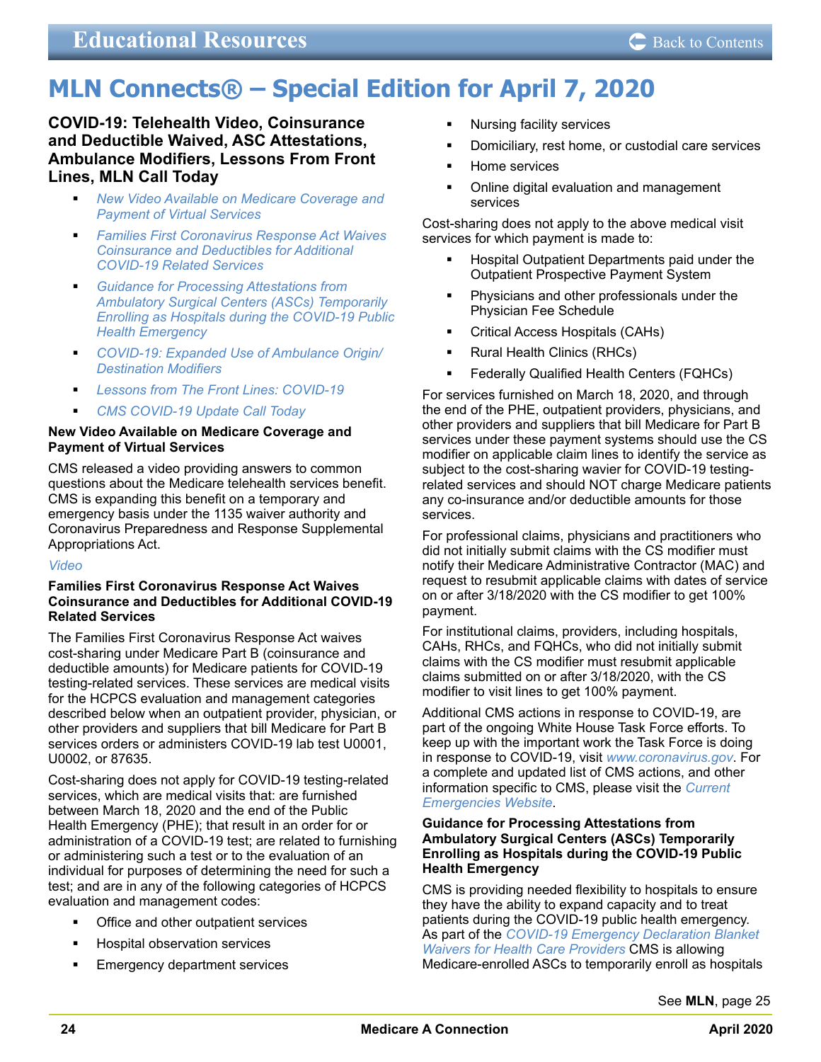# MLN Connects® – Special Edition for April 7, 2020

## COVID-19: Telehealth Video, Coinsurance and Deductible Waived, ASC Attestations, Ambulance Modifiers, Lessons From Front Lines, MLN Call Today

- *New Video Available on Medicare Coverage and Payment of Virtual Services*
- *Families First Coronavirus Response Act Waives Coinsurance and Deductibles for Additional COVID-19 Related Services*
- *Guidance for Processing Attestations from Ambulatory Surgical Centers (ASCs) Temporarily Enrolling as Hospitals during the COVID-19 Public Health Emergency*
- *COVID-19: Expanded Use of Ambulance Origin/ Destination Modifiers*
- *Lessons from The Front Lines: COVID-19*
- *CMS COVID-19 Update Call Today*

### New Video Available on Medicare Coverage and Payment of Virtual Services

CMS released a video providing answers to common questions about the Medicare telehealth services benefit. CMS is expanding this benefit on a temporary and emergency basis under the 1135 waiver authority and Coronavirus Preparedness and Response Supplemental Appropriations Act.

*Video*

### Families First Coronavirus Response Act Waives Coinsurance and Deductibles for Additional COVID-19 Related Services

The Families First Coronavirus Response Act waives cost-sharing under Medicare Part B (coinsurance and deductible amounts) for Medicare patients for COVID-19 testing-related services. These services are medical visits for the HCPCS evaluation and management categories described below when an outpatient provider, physician, or other providers and suppliers that bill Medicare for Part B services orders or administers COVID-19 lab test U0001, U0002, or 87635.

Cost-sharing does not apply for COVID-19 testing-related services, which are medical visits that: are furnished between March 18, 2020 and the end of the Public Health Emergency (PHE); that result in an order for or administration of a COVID-19 test; are related to furnishing or administering such a test or to the evaluation of an individual for purposes of determining the need for such a test; and are in any of the following categories of HCPCS evaluation and management codes:

- Office and other outpatient services
- Hospital observation services
- Emergency department services
- Nursing facility services
- Domiciliary, rest home, or custodial care services
- Home services
- Online digital evaluation and management services

Cost-sharing does not apply to the above medical visit services for which payment is made to:

- Hospital Outpatient Departments paid under the Outpatient Prospective Payment System
- Physicians and other professionals under the Physician Fee Schedule
- Critical Access Hospitals (CAHs)
- Rural Health Clinics (RHCs)
- Federally Qualified Health Centers (FQHCs)

For services furnished on March 18, 2020, and through the end of the PHE, outpatient providers, physicians, and other providers and suppliers that bill Medicare for Part B services under these payment systems should use the CS modifier on applicable claim lines to identify the service as subject to the cost-sharing wavier for COVID-19 testing-related services and should NOT charge Medicare patients any co-insurance and/or deductible amounts for those services.

For professional claims, physicians and practitioners who did not initially submit claims with the CS modifier must notify their Medicare Administrative Contractor (MAC) and request to resubmit applicable claims with dates of service on or after 3/18/2020 with the CS modifier to get 100% payment.

For institutional claims, providers, including hospitals, CAHs, RHCs, and FQHCs, who did not initially submit claims with the CS modifier must resubmit applicable claims submitted on or after 3/18/2020, with the CS modifier to visit lines to get 100% payment.

Additional CMS actions in response to COVID-19, are part of the ongoing White House Task Force efforts. To keep up with the important work the Task Force is doing in response to COVID-19, visit *www.coronavirus.gov*. For a complete and updated list of CMS actions, and other information specific to CMS, please visit the *Current Emergencies Website*.

### Guidance for Processing Attestations from Ambulatory Surgical Centers (ASCs) Temporarily Enrolling as Hospitals during the COVID-19 Public Health Emergency

CMS is providing needed flexibility to hospitals to ensure they have the ability to expand capacity and to treat patients during the COVID-19 public health emergency. As part of the *COVID-19 Emergency Declaration Blanket Waivers for Health Care Providers* CMS is allowing Medicare-enrolled ASCs to temporarily enroll as hospitals

See **MLN**, page 25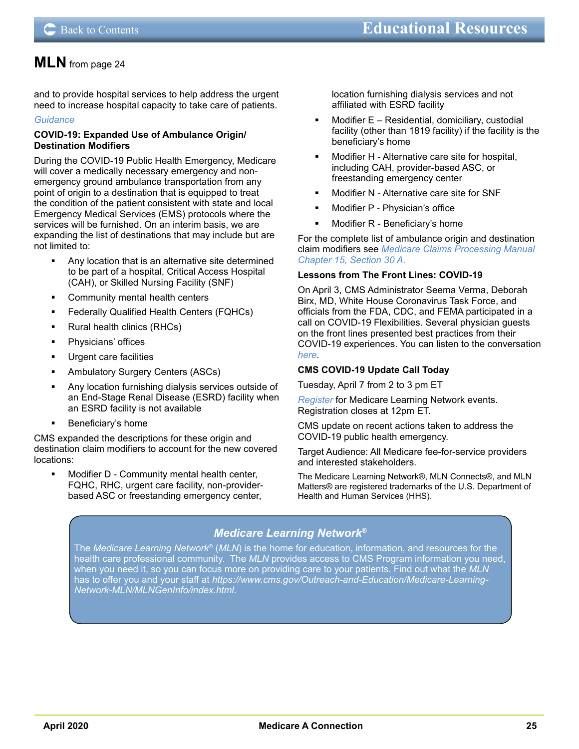## MLN from page 24

and to provide hospital services to help address the urgent need to increase hospital capacity to take care of patients.

*Guidance*

**COVID-19: Expanded Use of Ambulance Origin/ Destination Modifiers**

During the COVID-19 Public Health Emergency, Medicare will cover a medically necessary emergency and non-emergency ground ambulance transportation from any point of origin to a destination that is equipped to treat the condition of the patient consistent with state and local Emergency Medical Services (EMS) protocols where the services will be furnished. On an interim basis, we are expanding the list of destinations that may include but are not limited to:

- Any location that is an alternative site determined to be part of a hospital, Critical Access Hospital (CAH), or Skilled Nursing Facility (SNF)
- Community mental health centers
- Federally Qualified Health Centers (FQHCs)
- Rural health clinics (RHCs)
- Physicians' offices
- Urgent care facilities
- Ambulatory Surgery Centers (ASCs)
- Any location furnishing dialysis services outside of an End-Stage Renal Disease (ESRD) facility when an ESRD facility is not available
- Beneficiary's home

CMS expanded the descriptions for these origin and destination claim modifiers to account for the new covered locations:

- Modifier D - Community mental health center, FQHC, RHC, urgent care facility, non-provider-based ASC or freestanding emergency center, location furnishing dialysis services and not affiliated with ESRD facility
- Modifier E – Residential, domiciliary, custodial facility (other than 1819 facility) if the facility is the beneficiary's home
- Modifier H - Alternative care site for hospital, including CAH, provider-based ASC, or freestanding emergency center
- Modifier N - Alternative care site for SNF
- Modifier P - Physician's office
- Modifier R - Beneficiary's home

For the complete list of ambulance origin and destination claim modifiers see *Medicare Claims Processing Manual Chapter 15, Section 30 A.*

**Lessons from The Front Lines: COVID-19**

On April 3, CMS Administrator Seema Verma, Deborah Birx, MD, White House Coronavirus Task Force, and officials from the FDA, CDC, and FEMA participated in a call on COVID-19 Flexibilities. Several physician guests on the front lines presented best practices from their COVID-19 experiences. You can listen to the conversation *here*.

**CMS COVID-19 Update Call Today**

Tuesday, April 7 from 2 to 3 pm ET

*Register* for Medicare Learning Network events. Registration closes at 12pm ET.

CMS update on recent actions taken to address the COVID-19 public health emergency.

Target Audience: All Medicare fee-for-service providers and interested stakeholders.

The Medicare Learning Network®, MLN Connects®, and MLN Matters® are registered trademarks of the U.S. Department of Health and Human Services (HHS).

### *Medicare Learning Network®*

The *Medicare Learning Network®* (*MLN*) is the home for education, information, and resources for the health care professional community. The *MLN* provides access to CMS Program information you need, when you need it, so you can focus more on providing care to your patients. Find out what the *MLN* has to offer you and your staff at *https://www.cms.gov/Outreach-and-Education/Medicare-Learning-Network-MLN/MLNGenInfo/index.html.*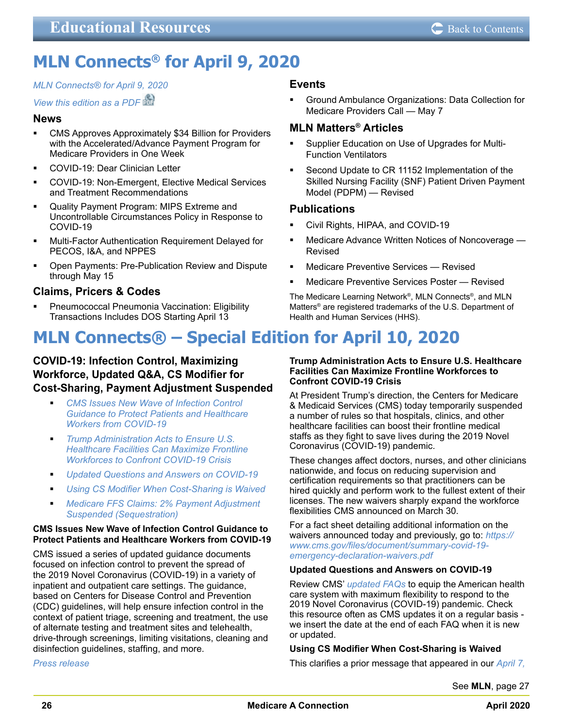# MLN Connects® for April 9, 2020

*MLN Connects® for April 9, 2020*

*View this edition as a PDF*

### News

- CMS Approves Approximately $34 Billion for Providers with the Accelerated/Advance Payment Program for Medicare Providers in One Week
- COVID-19: Dear Clinician Letter
- COVID-19: Non-Emergent, Elective Medical Services and Treatment Recommendations
- Quality Payment Program: MIPS Extreme and Uncontrollable Circumstances Policy in Response to COVID-19
- Multi-Factor Authentication Requirement Delayed for PECOS, I&A, and NPPES
- Open Payments: Pre-Publication Review and Dispute through May 15

### Claims, Pricers & Codes

- Pneumococcal Pneumonia Vaccination: Eligibility Transactions Includes DOS Starting April 13

### Events

- Ground Ambulance Organizations: Data Collection for Medicare Providers Call — May 7

### MLN Matters® Articles

- Supplier Education on Use of Upgrades for Multi-Function Ventilators
- Second Update to CR 11152 Implementation of the Skilled Nursing Facility (SNF) Patient Driven Payment Model (PDPM) — Revised

### Publications

- Civil Rights, HIPAA, and COVID-19
- Medicare Advance Written Notices of Noncoverage — Revised
- Medicare Preventive Services — Revised
- Medicare Preventive Services Poster — Revised

The Medicare Learning Network®, MLN Connects®, and MLN Matters® are registered trademarks of the U.S. Department of Health and Human Services (HHS).

# MLN Connects® – Special Edition for April 10, 2020

## COVID-19: Infection Control, Maximizing Workforce, Updated Q&A, CS Modifier for Cost-Sharing, Payment Adjustment Suspended

- *CMS Issues New Wave of Infection Control Guidance to Protect Patients and Healthcare Workers from COVID-19*
- *Trump Administration Acts to Ensure U.S. Healthcare Facilities Can Maximize Frontline Workforces to Confront COVID-19 Crisis*
- *Updated Questions and Answers on COVID-19*
- *Using CS Modifier When Cost-Sharing is Waived*
- *Medicare FFS Claims: 2% Payment Adjustment Suspended (Sequestration)*

#### CMS Issues New Wave of Infection Control Guidance to Protect Patients and Healthcare Workers from COVID-19

CMS issued a series of updated guidance documents focused on infection control to prevent the spread of the 2019 Novel Coronavirus (COVID-19) in a variety of inpatient and outpatient care settings. The guidance, based on Centers for Disease Control and Prevention (CDC) guidelines, will help ensure infection control in the context of patient triage, screening and treatment, the use of alternate testing and treatment sites and telehealth, drive-through screenings, limiting visitations, cleaning and disinfection guidelines, staffing, and more.

*Press release*

#### Trump Administration Acts to Ensure U.S. Healthcare Facilities Can Maximize Frontline Workforces to Confront COVID-19 Crisis

At President Trump's direction, the Centers for Medicare & Medicaid Services (CMS) today temporarily suspended a number of rules so that hospitals, clinics, and other healthcare facilities can boost their frontline medical staffs as they fight to save lives during the 2019 Novel Coronavirus (COVID-19) pandemic.

These changes affect doctors, nurses, and other clinicians nationwide, and focus on reducing supervision and certification requirements so that practitioners can be hired quickly and perform work to the fullest extent of their licenses. The new waivers sharply expand the workforce flexibilities CMS announced on March 30.

For a fact sheet detailing additional information on the waivers announced today and previously, go to: *https://www.cms.gov/files/document/summary-covid-19-emergency-declaration-waivers.pdf*

#### Updated Questions and Answers on COVID-19

Review CMS' *updated FAQs* to equip the American health care system with maximum flexibility to respond to the 2019 Novel Coronavirus (COVID-19) pandemic. Check this resource often as CMS updates it on a regular basis - we insert the date at the end of each FAQ when it is new or updated.

#### Using CS Modifier When Cost-Sharing is Waived

This clarifies a prior message that appeared in our *April 7,*

See **MLN**, page 27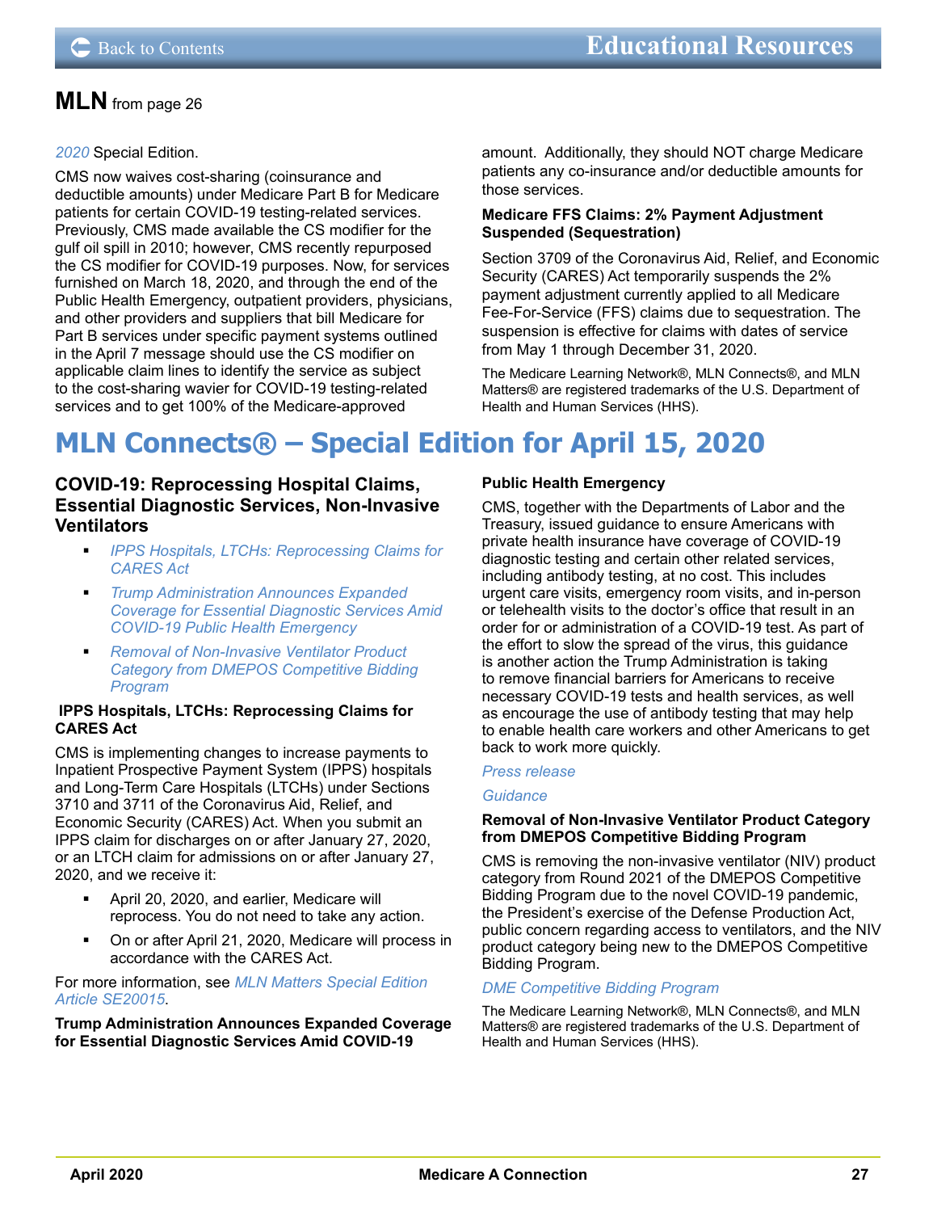## MLN from page 26

*2020* Special Edition.

CMS now waives cost-sharing (coinsurance and deductible amounts) under Medicare Part B for Medicare patients for certain COVID-19 testing-related services. Previously, CMS made available the CS modifier for the gulf oil spill in 2010; however, CMS recently repurposed the CS modifier for COVID-19 purposes. Now, for services furnished on March 18, 2020, and through the end of the Public Health Emergency, outpatient providers, physicians, and other providers and suppliers that bill Medicare for Part B services under specific payment systems outlined in the April 7 message should use the CS modifier on applicable claim lines to identify the service as subject to the cost-sharing wavier for COVID-19 testing-related services and to get 100% of the Medicare-approved amount. Additionally, they should NOT charge Medicare patients any co-insurance and/or deductible amounts for those services.

**Medicare FFS Claims: 2% Payment Adjustment Suspended (Sequestration)**

Section 3709 of the Coronavirus Aid, Relief, and Economic Security (CARES) Act temporarily suspends the 2% payment adjustment currently applied to all Medicare Fee-For-Service (FFS) claims due to sequestration. The suspension is effective for claims with dates of service from May 1 through December 31, 2020.

The Medicare Learning Network®, MLN Connects®, and MLN Matters® are registered trademarks of the U.S. Department of Health and Human Services (HHS).

# MLN Connects® – Special Edition for April 15, 2020

### COVID-19: Reprocessing Hospital Claims, Essential Diagnostic Services, Non-Invasive Ventilators

- *IPPS Hospitals, LTCHs: Reprocessing Claims for CARES Act*
- *Trump Administration Announces Expanded Coverage for Essential Diagnostic Services Amid COVID-19 Public Health Emergency*
- *Removal of Non-Invasive Ventilator Product Category from DMEPOS Competitive Bidding Program*

**IPPS Hospitals, LTCHs: Reprocessing Claims for CARES Act**

CMS is implementing changes to increase payments to Inpatient Prospective Payment System (IPPS) hospitals and Long-Term Care Hospitals (LTCHs) under Sections 3710 and 3711 of the Coronavirus Aid, Relief, and Economic Security (CARES) Act. When you submit an IPPS claim for discharges on or after January 27, 2020, or an LTCH claim for admissions on or after January 27, 2020, and we receive it:

- April 20, 2020, and earlier, Medicare will reprocess. You do not need to take any action.
- On or after April 21, 2020, Medicare will process in accordance with the CARES Act.

For more information, see *MLN Matters Special Edition Article SE20015*.

**Trump Administration Announces Expanded Coverage for Essential Diagnostic Services Amid COVID-19 Public Health Emergency**

CMS, together with the Departments of Labor and the Treasury, issued guidance to ensure Americans with private health insurance have coverage of COVID-19 diagnostic testing and certain other related services, including antibody testing, at no cost. This includes urgent care visits, emergency room visits, and in-person or telehealth visits to the doctor's office that result in an order for or administration of a COVID-19 test. As part of the effort to slow the spread of the virus, this guidance is another action the Trump Administration is taking to remove financial barriers for Americans to receive necessary COVID-19 tests and health services, as well as encourage the use of antibody testing that may help to enable health care workers and other Americans to get back to work more quickly.

*Press release*

*Guidance*

**Removal of Non-Invasive Ventilator Product Category from DMEPOS Competitive Bidding Program**

CMS is removing the non-invasive ventilator (NIV) product category from Round 2021 of the DMEPOS Competitive Bidding Program due to the novel COVID-19 pandemic, the President's exercise of the Defense Production Act, public concern regarding access to ventilators, and the NIV product category being new to the DMEPOS Competitive Bidding Program.

*DME Competitive Bidding Program*

The Medicare Learning Network®, MLN Connects®, and MLN Matters® are registered trademarks of the U.S. Department of Health and Human Services (HHS).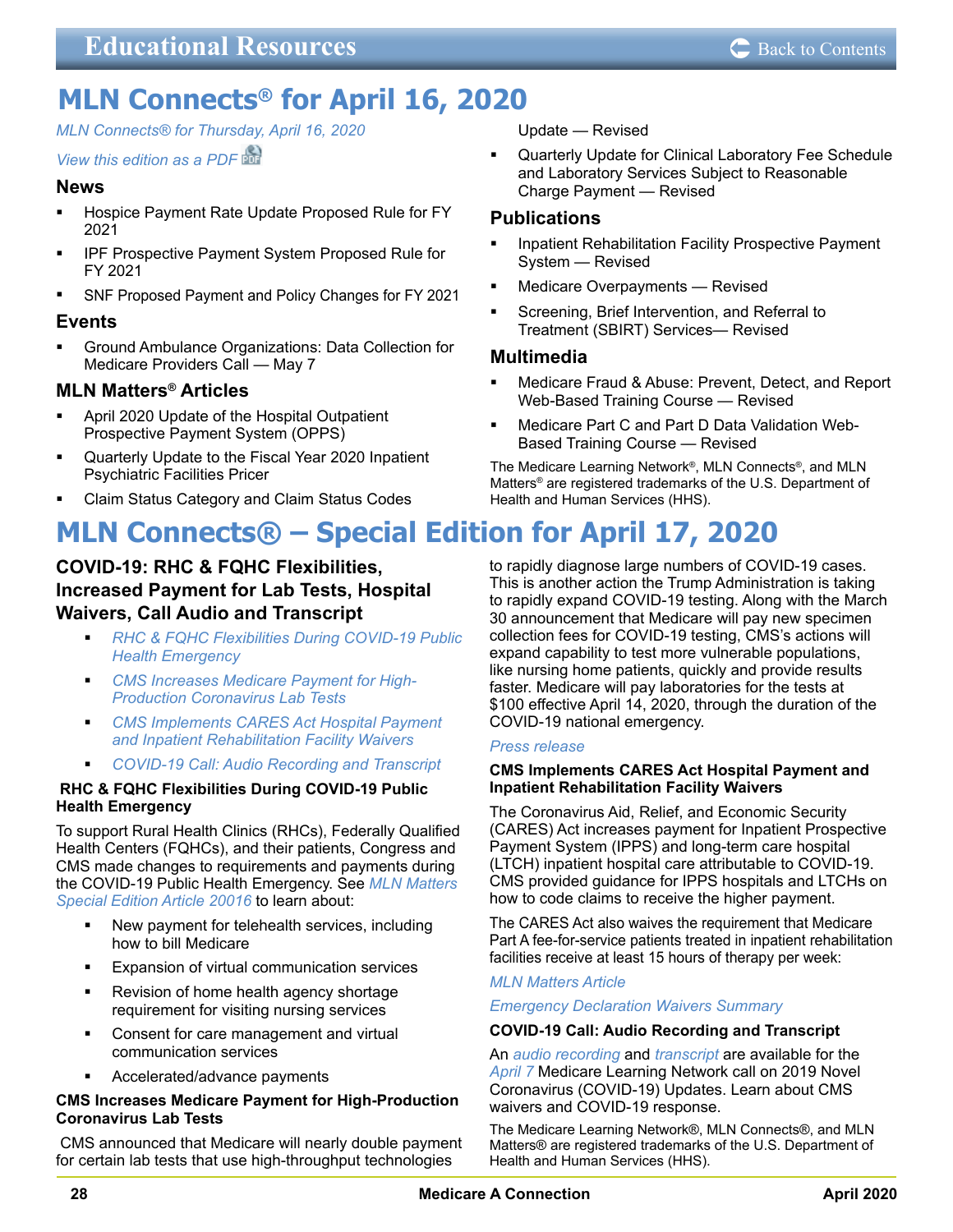# MLN Connects® for April 16, 2020

*MLN Connects® for Thursday, April 16, 2020*

*View this edition as a PDF*

### News

- Hospice Payment Rate Update Proposed Rule for FY 2021
- IPF Prospective Payment System Proposed Rule for FY 2021
- SNF Proposed Payment and Policy Changes for FY 2021

### Events

- Ground Ambulance Organizations: Data Collection for Medicare Providers Call — May 7

### MLN Matters® Articles

- April 2020 Update of the Hospital Outpatient Prospective Payment System (OPPS)
- Quarterly Update to the Fiscal Year 2020 Inpatient Psychiatric Facilities Pricer
- Claim Status Category and Claim Status Codes Update — Revised
- Quarterly Update for Clinical Laboratory Fee Schedule and Laboratory Services Subject to Reasonable Charge Payment — Revised

### Publications

- Inpatient Rehabilitation Facility Prospective Payment System — Revised
- Medicare Overpayments — Revised
- Screening, Brief Intervention, and Referral to Treatment (SBIRT) Services— Revised

### Multimedia

- Medicare Fraud & Abuse: Prevent, Detect, and Report Web-Based Training Course — Revised
- Medicare Part C and Part D Data Validation Web-Based Training Course — Revised

The Medicare Learning Network®, MLN Connects®, and MLN Matters® are registered trademarks of the U.S. Department of Health and Human Services (HHS).

# MLN Connects® – Special Edition for April 17, 2020

## COVID-19: RHC & FQHC Flexibilities, Increased Payment for Lab Tests, Hospital Waivers, Call Audio and Transcript

- *RHC & FQHC Flexibilities During COVID-19 Public Health Emergency*
- *CMS Increases Medicare Payment for High-Production Coronavirus Lab Tests*
- *CMS Implements CARES Act Hospital Payment and Inpatient Rehabilitation Facility Waivers*
- *COVID-19 Call: Audio Recording and Transcript*

### RHC & FQHC Flexibilities During COVID-19 Public Health Emergency

To support Rural Health Clinics (RHCs), Federally Qualified Health Centers (FQHCs), and their patients, Congress and CMS made changes to requirements and payments during the COVID-19 Public Health Emergency. See *MLN Matters Special Edition Article 20016* to learn about:

- New payment for telehealth services, including how to bill Medicare
- Expansion of virtual communication services
- Revision of home health agency shortage requirement for visiting nursing services
- Consent for care management and virtual communication services
- Accelerated/advance payments

### CMS Increases Medicare Payment for High-Production Coronavirus Lab Tests

CMS announced that Medicare will nearly double payment for certain lab tests that use high-throughput technologies to rapidly diagnose large numbers of COVID-19 cases. This is another action the Trump Administration is taking to rapidly expand COVID-19 testing. Along with the March 30 announcement that Medicare will pay new specimen collection fees for COVID-19 testing, CMS's actions will expand capability to test more vulnerable populations, like nursing home patients, quickly and provide results faster. Medicare will pay laboratories for the tests at $100 effective April 14, 2020, through the duration of the COVID-19 national emergency.

*Press release*

### CMS Implements CARES Act Hospital Payment and Inpatient Rehabilitation Facility Waivers

The Coronavirus Aid, Relief, and Economic Security (CARES) Act increases payment for Inpatient Prospective Payment System (IPPS) and long-term care hospital (LTCH) inpatient hospital care attributable to COVID-19. CMS provided guidance for IPPS hospitals and LTCHs on how to code claims to receive the higher payment.

The CARES Act also waives the requirement that Medicare Part A fee-for-service patients treated in inpatient rehabilitation facilities receive at least 15 hours of therapy per week:

*MLN Matters Article*

*Emergency Declaration Waivers Summary*

### COVID-19 Call: Audio Recording and Transcript

An *audio recording* and *transcript* are available for the *April 7* Medicare Learning Network call on 2019 Novel Coronavirus (COVID-19) Updates. Learn about CMS waivers and COVID-19 response.

The Medicare Learning Network®, MLN Connects®, and MLN Matters® are registered trademarks of the U.S. Department of Health and Human Services (HHS).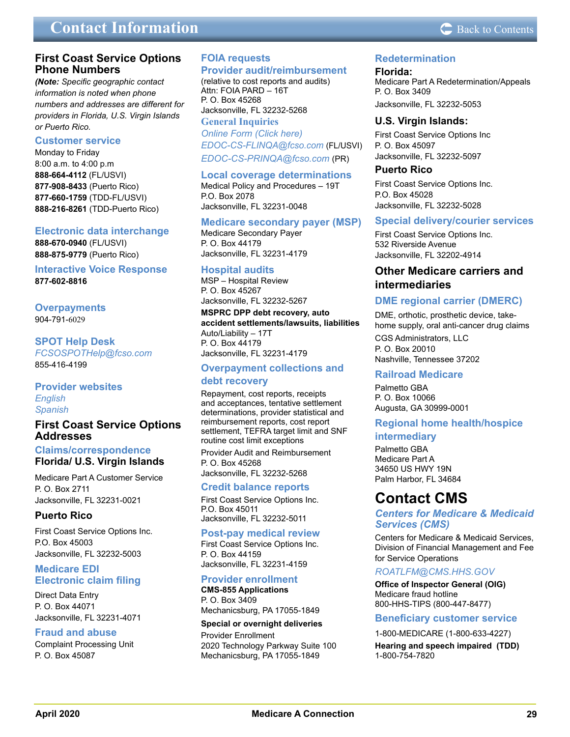# Contact Information

## First Coast Service Options Phone Numbers

***(Note:** Specific geographic contact information is noted when phone numbers and addresses are different for providers in Florida, U.S. Virgin Islands or Puerto Rico.*

### Customer service

Monday to Friday
8:00 a.m. to 4:00 p.m
**888-664-4112** (FL/USVI)
**877-908-8433** (Puerto Rico)
**877-660-1759** (TDD-FL/USVI)
**888-216-8261** (TDD-Puerto Rico)

### Electronic data interchange

**888-670-0940** (FL/USVI)
**888-875-9779** (Puerto Rico)

### Interactive Voice Response

**877-602-8816**

### Overpayments

904-791-6029

### SPOT Help Desk

*FCSOSPOTHelp@fcso.com*
855-416-4199

### Provider websites

*English*
*Spanish*

## First Coast Service Options Addresses

### Claims/correspondence

**Florida/ U.S. Virgin Islands**

Medicare Part A Customer Service
P. O. Box 2711
Jacksonville, FL 32231-0021

**Puerto Rico**

First Coast Service Options Inc.
P.O. Box 45003
Jacksonville, FL 32232-5003

### Medicare EDI Electronic claim filing

Direct Data Entry
P. O. Box 44071
Jacksonville, FL 32231-4071

### Fraud and abuse

Complaint Processing Unit
P. O. Box 45087

### FOIA requests Provider audit/reimbursement

(relative to cost reports and audits)
Attn: FOIA PARD – 16T
P. O. Box 45268
Jacksonville, FL 32232-5268

### General Inquiries

*Online Form (Click here)*
*EDOC-CS-FLINQA@fcso.com* (FL/USVI)
*EDOC-CS-PRINQA@fcso.com* (PR)

### Local coverage determinations

Medical Policy and Procedures – 19T
P.O. Box 2078
Jacksonville, FL 32231-0048

### Medicare secondary payer (MSP)

Medicare Secondary Payer
P. O. Box 44179
Jacksonville, FL 32231-4179

### Hospital audits

MSP – Hospital Review
P. O. Box 45267
Jacksonville, FL 32232-5267

**MSPRC DPP debt recovery, auto accident settlements/lawsuits, liabilities**
Auto/Liability – 17T
P. O. Box 44179
Jacksonville, FL 32231-4179

### Overpayment collections and debt recovery

Repayment, cost reports, receipts and acceptances, tentative settlement determinations, provider statistical and reimbursement reports, cost report settlement, TEFRA target limit and SNF routine cost limit exceptions

Provider Audit and Reimbursement
P. O. Box 45268
Jacksonville, FL 32232-5268

### Credit balance reports

First Coast Service Options Inc.
P.O. Box 45011
Jacksonville, FL 32232-5011

### Post-pay medical review

First Coast Service Options Inc.
P. O. Box 44159
Jacksonville, FL 32231-4159

### Provider enrollment

**CMS-855 Applications**
P. O. Box 3409
Mechanicsburg, PA 17055-1849

**Special or overnight deliveries**
Provider Enrollment
2020 Technology Parkway Suite 100
Mechanicsburg, PA 17055-1849

### Redetermination

**Florida:**
Medicare Part A Redetermination/Appeals
P. O. Box 3409
Jacksonville, FL 32232-5053

**U.S. Virgin Islands:**

First Coast Service Options Inc
P. O. Box 45097
Jacksonville, FL 32232-5097

**Puerto Rico**

First Coast Service Options Inc.
P.O. Box 45028
Jacksonville, FL 32232-5028

### Special delivery/courier services

First Coast Service Options Inc.
532 Riverside Avenue
Jacksonville, FL 32202-4914

## Other Medicare carriers and intermediaries

### DME regional carrier (DMERC)

DME, orthotic, prosthetic device, take-home supply, oral anti-cancer drug claims

CGS Administrators, LLC
P. O. Box 20010
Nashville, Tennessee 37202

### Railroad Medicare

Palmetto GBA
P. O. Box 10066
Augusta, GA 30999-0001

### Regional home health/hospice intermediary

Palmetto GBA
Medicare Part A
34650 US HWY 19N
Palm Harbor, FL 34684

## Contact CMS

### *Centers for Medicare & Medicaid Services (CMS)*

Centers for Medicare & Medicaid Services, Division of Financial Management and Fee for Service Operations

*ROATLFM@CMS.HHS.GOV*

**Office of Inspector General (OIG)**
Medicare fraud hotline
800-HHS-TIPS (800-447-8477)

### Beneficiary customer service

1-800-MEDICARE (1-800-633-4227)

**Hearing and speech impaired (TDD)**
1-800-754-7820